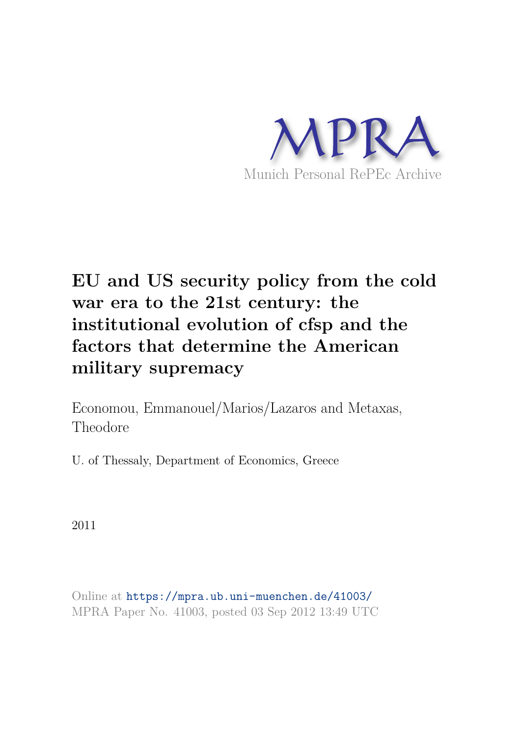MPRA

Munich Personal RePEc Archive

# EU and US security policy from the cold war era to the 21st century: the institutional evolution of cfsp and the factors that determine the American military supremacy

Economou, Emmanouel/Marios/Lazaros and Metaxas, Theodore

U. of Thessaly, Department of Economics, Greece

2011

Online at https://mpra.ub.uni-muenchen.de/41003/
MPRA Paper No. 41003, posted 03 Sep 2012 13:49 UTC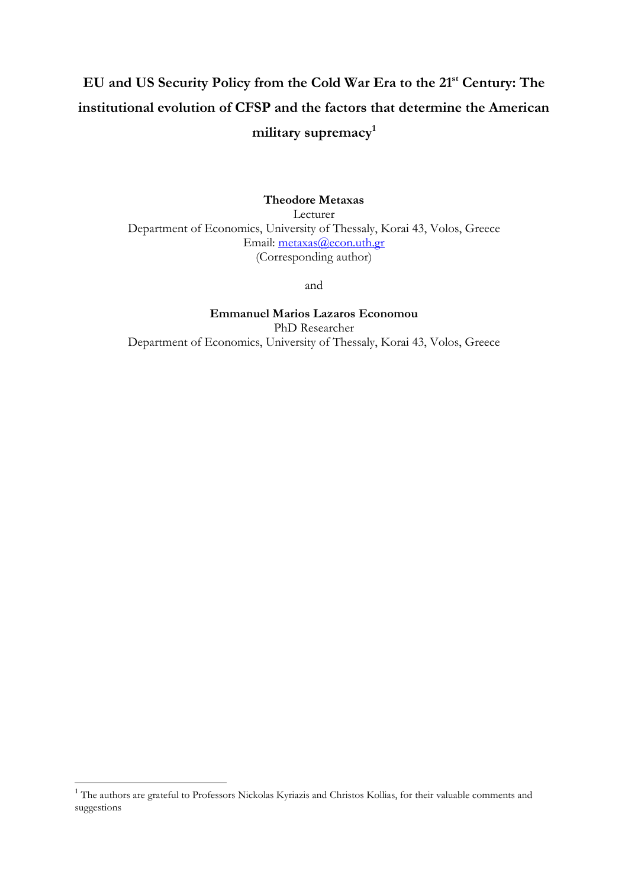# EU and US Security Policy from the Cold War Era to the 21st Century: The institutional evolution of CFSP and the factors that determine the American military supremacy[1]

**Theodore Metaxas**
Lecturer
Department of Economics, University of Thessaly, Korai 43, Volos, Greece
Email: metaxas@econ.uth.gr
(Corresponding author)

and

**Emmanuel Marios Lazaros Economou**
PhD Researcher
Department of Economics, University of Thessaly, Korai 43, Volos, Greece

---

[1] The authors are grateful to Professors Nickolas Kyriazis and Christos Kollias, for their valuable comments and suggestions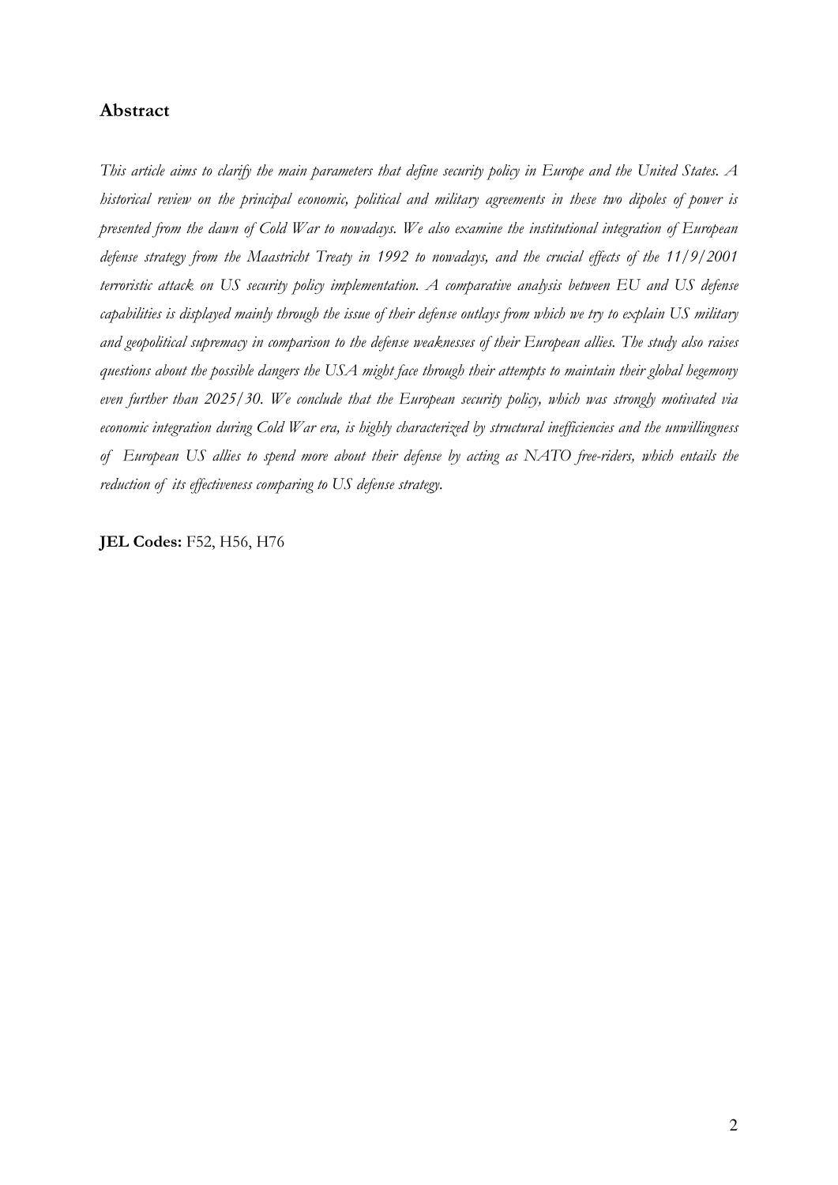## Abstract

*This article aims to clarify the main parameters that define security policy in Europe and the United States. A historical review on the principal economic, political and military agreements in these two dipoles of power is presented from the dawn of Cold War to nowadays. We also examine the institutional integration of European defense strategy from the Maastricht Treaty in 1992 to nowadays, and the crucial effects of the 11/9/2001 terroristic attack on US security policy implementation. A comparative analysis between EU and US defense capabilities is displayed mainly through the issue of their defense outlays from which we try to explain US military and geopolitical supremacy in comparison to the defense weaknesses of their European allies. The study also raises questions about the possible dangers the USA might face through their attempts to maintain their global hegemony even further than 2025/30. We conclude that the European security policy, which was strongly motivated via economic integration during Cold War era, is highly characterized by structural inefficiencies and the unwillingness of European US allies to spend more about their defense by acting as NATO free-riders, which entails the reduction of its effectiveness comparing to US defense strategy.*

**JEL Codes:** F52, H56, H76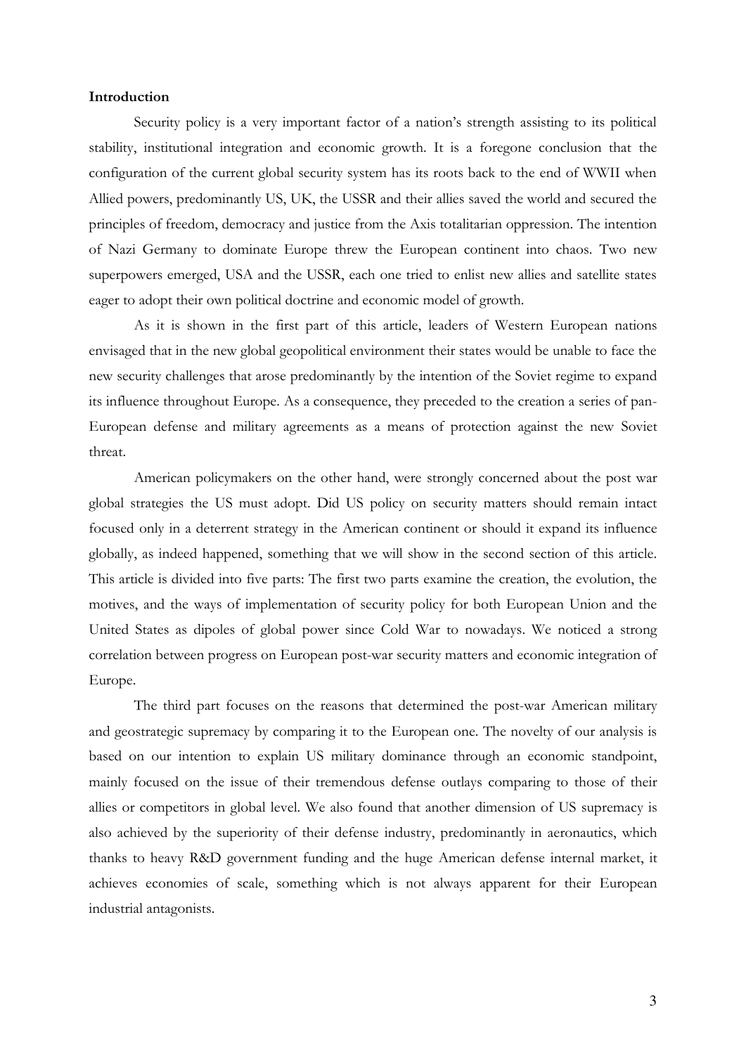**Introduction**

Security policy is a very important factor of a nation's strength assisting to its political stability, institutional integration and economic growth. It is a foregone conclusion that the configuration of the current global security system has its roots back to the end of WWII when Allied powers, predominantly US, UK, the USSR and their allies saved the world and secured the principles of freedom, democracy and justice from the Axis totalitarian oppression. The intention of Nazi Germany to dominate Europe threw the European continent into chaos. Two new superpowers emerged, USA and the USSR, each one tried to enlist new allies and satellite states eager to adopt their own political doctrine and economic model of growth.

As it is shown in the first part of this article, leaders of Western European nations envisaged that in the new global geopolitical environment their states would be unable to face the new security challenges that arose predominantly by the intention of the Soviet regime to expand its influence throughout Europe. As a consequence, they preceded to the creation a series of pan-European defense and military agreements as a means of protection against the new Soviet threat.

American policymakers on the other hand, were strongly concerned about the post war global strategies the US must adopt. Did US policy on security matters should remain intact focused only in a deterrent strategy in the American continent or should it expand its influence globally, as indeed happened, something that we will show in the second section of this article. This article is divided into five parts: The first two parts examine the creation, the evolution, the motives, and the ways of implementation of security policy for both European Union and the United States as dipoles of global power since Cold War to nowadays. We noticed a strong correlation between progress on European post-war security matters and economic integration of Europe.

The third part focuses on the reasons that determined the post-war American military and geostrategic supremacy by comparing it to the European one. The novelty of our analysis is based on our intention to explain US military dominance through an economic standpoint, mainly focused on the issue of their tremendous defense outlays comparing to those of their allies or competitors in global level. We also found that another dimension of US supremacy is also achieved by the superiority of their defense industry, predominantly in aeronautics, which thanks to heavy R&D government funding and the huge American defense internal market, it achieves economies of scale, something which is not always apparent for their European industrial antagonists.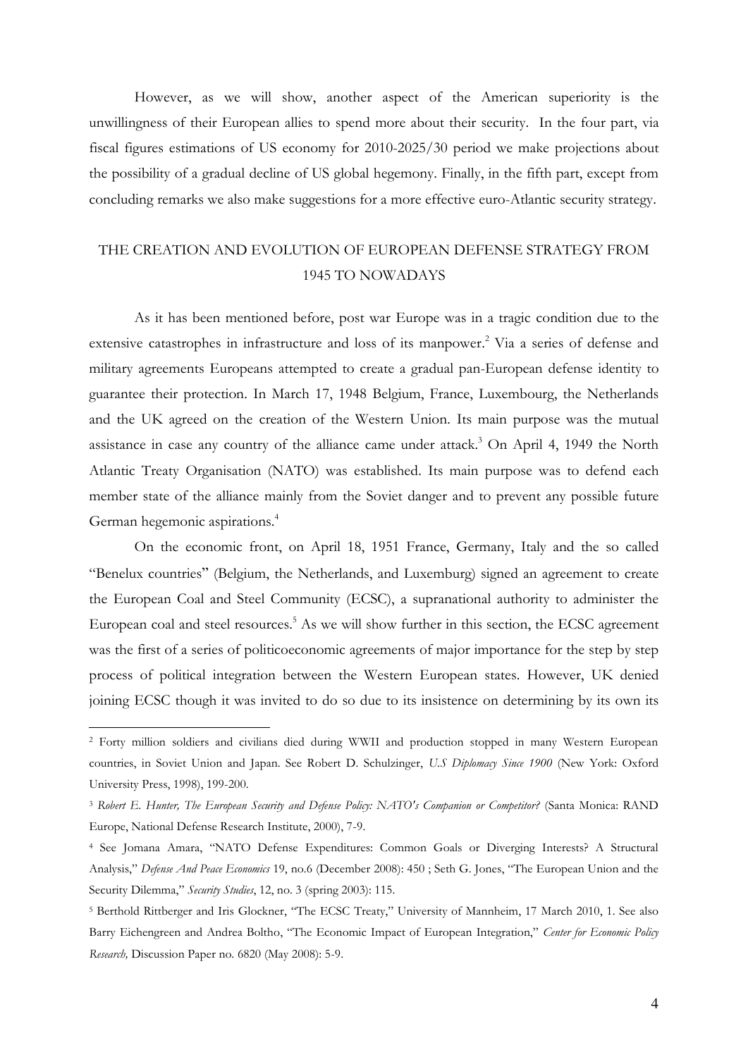However, as we will show, another aspect of the American superiority is the unwillingness of their European allies to spend more about their security. In the four part, via fiscal figures estimations of US economy for 2010-2025/30 period we make projections about the possibility of a gradual decline of US global hegemony. Finally, in the fifth part, except from concluding remarks we also make suggestions for a more effective euro-Atlantic security strategy.

## THE CREATION AND EVOLUTION OF EUROPEAN DEFENSE STRATEGY FROM 1945 TO NOWADAYS

As it has been mentioned before, post war Europe was in a tragic condition due to the extensive catastrophes in infrastructure and loss of its manpower.[2] Via a series of defense and military agreements Europeans attempted to create a gradual pan-European defense identity to guarantee their protection. In March 17, 1948 Belgium, France, Luxembourg, the Netherlands and the UK agreed on the creation of the Western Union. Its main purpose was the mutual assistance in case any country of the alliance came under attack.[3] On April 4, 1949 the North Atlantic Treaty Organisation (NATO) was established. Its main purpose was to defend each member state of the alliance mainly from the Soviet danger and to prevent any possible future German hegemonic aspirations.[4]

On the economic front, on April 18, 1951 France, Germany, Italy and the so called "Benelux countries" (Belgium, the Netherlands, and Luxemburg) signed an agreement to create the European Coal and Steel Community (ECSC), a supranational authority to administer the European coal and steel resources.[5] As we will show further in this section, the ECSC agreement was the first of a series of politicoeconomic agreements of major importance for the step by step process of political integration between the Western European states. However, UK denied joining ECSC though it was invited to do so due to its insistence on determining by its own its

---

[2] Forty million soldiers and civilians died during WWII and production stopped in many Western European countries, in Soviet Union and Japan. See Robert D. Schulzinger, *U.S Diplomacy Since 1900* (New York: Oxford University Press, 1998), 199-200.

[3] *Robert E. Hunter, The European Security and Defense Policy: NATO's Companion or Competitor?* (Santa Monica: RAND Europe, National Defense Research Institute, 2000), 7-9.

[4] See Jomana Amara, "NATO Defense Expenditures: Common Goals or Diverging Interests? A Structural Analysis," *Defense And Peace Economics* 19, no.6 (December 2008): 450 ; Seth G. Jones, "The European Union and the Security Dilemma," *Security Studies*, 12, no. 3 (spring 2003): 115.

[5] Berthold Rittberger and Iris Glockner, "The ECSC Treaty," University of Mannheim, 17 March 2010, 1. See also Barry Eichengreen and Andrea Boltho, "The Economic Impact of European Integration," *Center for Economic Policy Research,* Discussion Paper no. 6820 (May 2008): 5-9.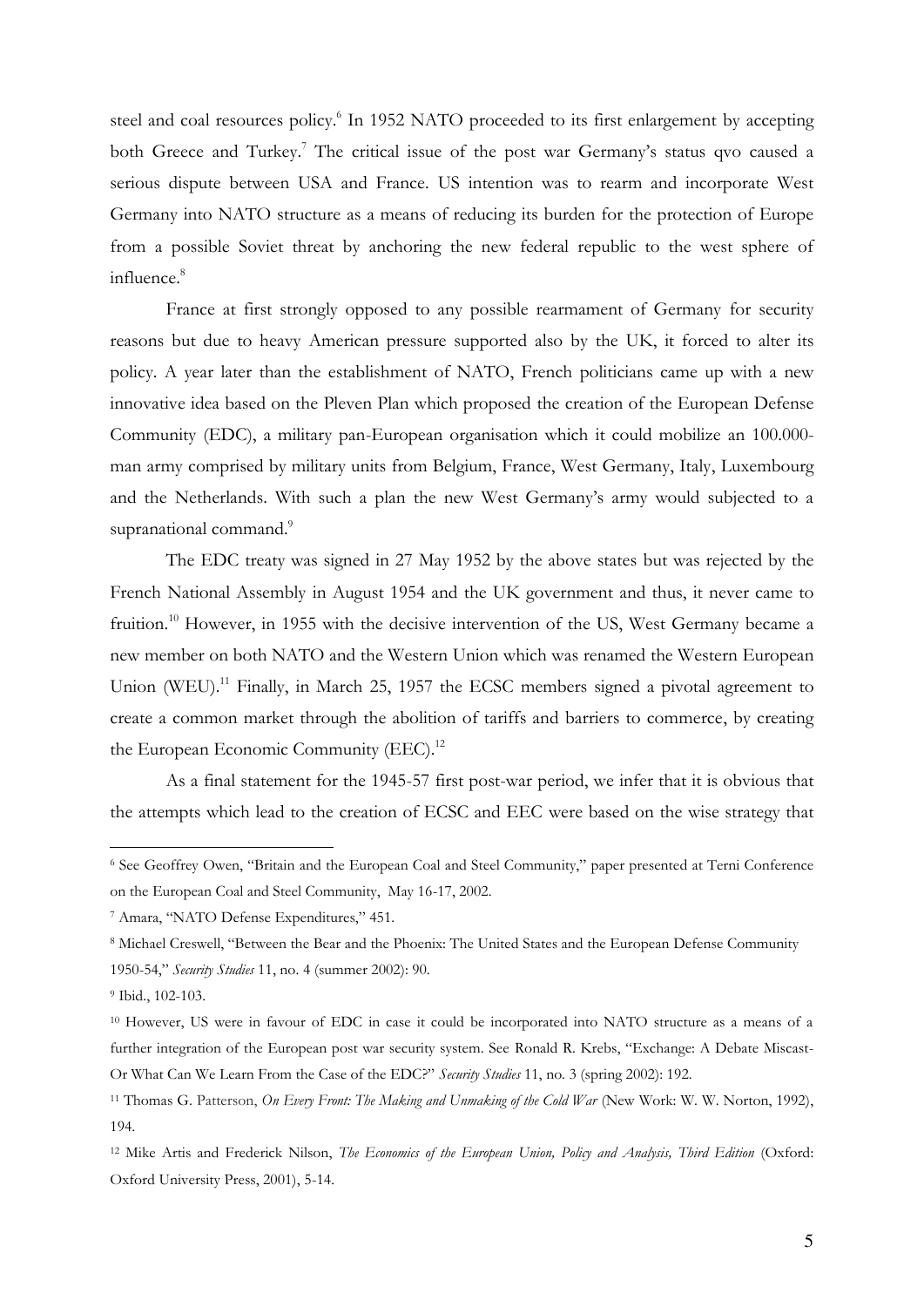steel and coal resources policy.[6] In 1952 NATO proceeded to its first enlargement by accepting both Greece and Turkey.[7] The critical issue of the post war Germany's status qvo caused a serious dispute between USA and France. US intention was to rearm and incorporate West Germany into NATO structure as a means of reducing its burden for the protection of Europe from a possible Soviet threat by anchoring the new federal republic to the west sphere of influence.[8]

France at first strongly opposed to any possible rearmament of Germany for security reasons but due to heavy American pressure supported also by the UK, it forced to alter its policy. A year later than the establishment of NATO, French politicians came up with a new innovative idea based on the Pleven Plan which proposed the creation of the European Defense Community (EDC), a military pan-European organisation which it could mobilize an 100.000-man army comprised by military units from Belgium, France, West Germany, Italy, Luxembourg and the Netherlands. With such a plan the new West Germany's army would subjected to a supranational command.[9]

The EDC treaty was signed in 27 May 1952 by the above states but was rejected by the French National Assembly in August 1954 and the UK government and thus, it never came to fruition.[10] However, in 1955 with the decisive intervention of the US, West Germany became a new member on both NATO and the Western Union which was renamed the Western European Union (WEU).[11] Finally, in March 25, 1957 the ECSC members signed a pivotal agreement to create a common market through the abolition of tariffs and barriers to commerce, by creating the European Economic Community (EEC).[12]

As a final statement for the 1945-57 first post-war period, we infer that it is obvious that the attempts which lead to the creation of ECSC and EEC were based on the wise strategy that

---

[6] See Geoffrey Owen, "Britain and the European Coal and Steel Community," paper presented at Terni Conference on the European Coal and Steel Community, May 16-17, 2002.

[7] Amara, "NATO Defense Expenditures," 451.

[8] Michael Creswell, "Between the Bear and the Phoenix: The United States and the European Defense Community 1950-54," *Security Studies* 11, no. 4 (summer 2002): 90.

[9] Ibid., 102-103.

[10] However, US were in favour of EDC in case it could be incorporated into NATO structure as a means of a further integration of the European post war security system. See Ronald R. Krebs, "Exchange: A Debate Miscast-Or What Can We Learn From the Case of the EDC?" *Security Studies* 11, no. 3 (spring 2002): 192.

[11] Thomas G. Patterson, *On Every Front: The Making and Unmaking of the Cold War* (New Work: W. W. Norton, 1992), 194.

[12] Mike Artis and Frederick Nilson, *The Economics of the European Union, Policy and Analysis, Third Edition* (Oxford: Oxford University Press, 2001), 5-14.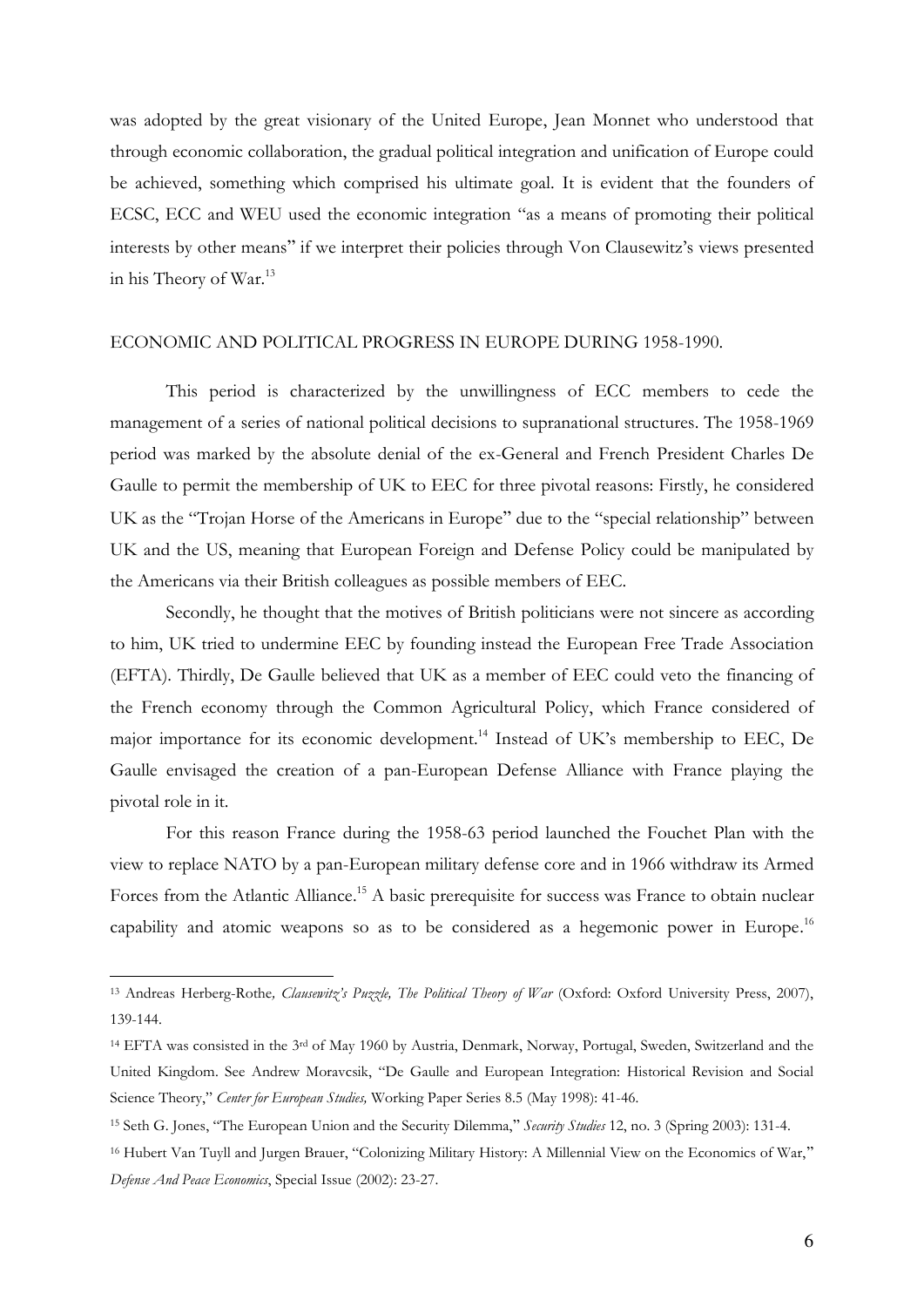was adopted by the great visionary of the United Europe, Jean Monnet who understood that through economic collaboration, the gradual political integration and unification of Europe could be achieved, something which comprised his ultimate goal. It is evident that the founders of ECSC, ECC and WEU used the economic integration "as a means of promoting their political interests by other means" if we interpret their policies through Von Clausewitz's views presented in his Theory of War.[13]

## ECONOMIC AND POLITICAL PROGRESS IN EUROPE DURING 1958-1990.

This period is characterized by the unwillingness of ECC members to cede the management of a series of national political decisions to supranational structures. The 1958-1969 period was marked by the absolute denial of the ex-General and French President Charles De Gaulle to permit the membership of UK to EEC for three pivotal reasons: Firstly, he considered UK as the "Trojan Horse of the Americans in Europe" due to the "special relationship" between UK and the US, meaning that European Foreign and Defense Policy could be manipulated by the Americans via their British colleagues as possible members of EEC.

Secondly, he thought that the motives of British politicians were not sincere as according to him, UK tried to undermine EEC by founding instead the European Free Trade Association (EFTA). Thirdly, De Gaulle believed that UK as a member of EEC could veto the financing of the French economy through the Common Agricultural Policy, which France considered of major importance for its economic development.[14] Instead of UK's membership to EEC, De Gaulle envisaged the creation of a pan-European Defense Alliance with France playing the pivotal role in it.

For this reason France during the 1958-63 period launched the Fouchet Plan with the view to replace NATO by a pan-European military defense core and in 1966 withdraw its Armed Forces from the Atlantic Alliance.[15] A basic prerequisite for success was France to obtain nuclear capability and atomic weapons so as to be considered as a hegemonic power in Europe.[16]

---

[13] Andreas Herberg-Rothe, *Clausewitz's Puzzle, The Political Theory of War* (Oxford: Oxford University Press, 2007), 139-144.

[14] EFTA was consisted in the 3rd of May 1960 by Austria, Denmark, Norway, Portugal, Sweden, Switzerland and the United Kingdom. See Andrew Moravcsik, "De Gaulle and European Integration: Historical Revision and Social Science Theory," *Center for European Studies,* Working Paper Series 8.5 (May 1998): 41-46.

[15] Seth G. Jones, "The European Union and the Security Dilemma," *Security Studies* 12, no. 3 (Spring 2003): 131-4.

[16] Hubert Van Tuyll and Jurgen Brauer, "Colonizing Military History: A Millennial View on the Economics of War," *Defense And Peace Economics*, Special Issue (2002): 23-27.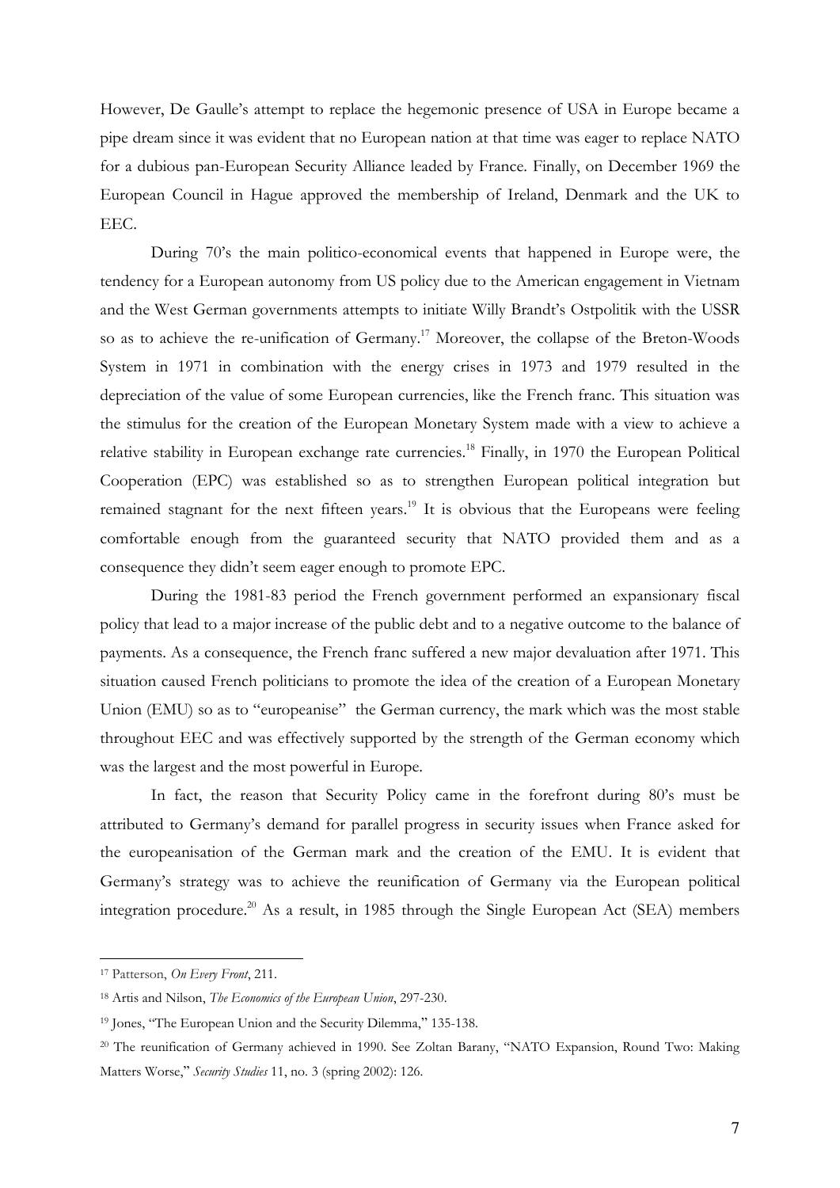However, De Gaulle's attempt to replace the hegemonic presence of USA in Europe became a pipe dream since it was evident that no European nation at that time was eager to replace NATO for a dubious pan-European Security Alliance leaded by France. Finally, on December 1969 the European Council in Hague approved the membership of Ireland, Denmark and the UK to EEC.

During 70's the main politico-economical events that happened in Europe were, the tendency for a European autonomy from US policy due to the American engagement in Vietnam and the West German governments attempts to initiate Willy Brandt's Ostpolitik with the USSR so as to achieve the re-unification of Germany.[17] Moreover, the collapse of the Breton-Woods System in 1971 in combination with the energy crises in 1973 and 1979 resulted in the depreciation of the value of some European currencies, like the French franc. This situation was the stimulus for the creation of the European Monetary System made with a view to achieve a relative stability in European exchange rate currencies.[18] Finally, in 1970 the European Political Cooperation (EPC) was established so as to strengthen European political integration but remained stagnant for the next fifteen years.[19] It is obvious that the Europeans were feeling comfortable enough from the guaranteed security that NATO provided them and as a consequence they didn't seem eager enough to promote EPC.

During the 1981-83 period the French government performed an expansionary fiscal policy that lead to a major increase of the public debt and to a negative outcome to the balance of payments. As a consequence, the French franc suffered a new major devaluation after 1971. This situation caused French politicians to promote the idea of the creation of a European Monetary Union (EMU) so as to "europeanise" the German currency, the mark which was the most stable throughout EEC and was effectively supported by the strength of the German economy which was the largest and the most powerful in Europe.

In fact, the reason that Security Policy came in the forefront during 80's must be attributed to Germany's demand for parallel progress in security issues when France asked for the europeanisation of the German mark and the creation of the EMU. It is evident that Germany's strategy was to achieve the reunification of Germany via the European political integration procedure.[20] As a result, in 1985 through the Single European Act (SEA) members

---

[17] Patterson, *On Every Front*, 211.

[18] Artis and Nilson, *The Economics of the European Union*, 297-230.

[19] Jones, "The European Union and the Security Dilemma," 135-138.

[20] The reunification of Germany achieved in 1990. See Zoltan Barany, "NATO Expansion, Round Two: Making Matters Worse," *Security Studies* 11, no. 3 (spring 2002): 126.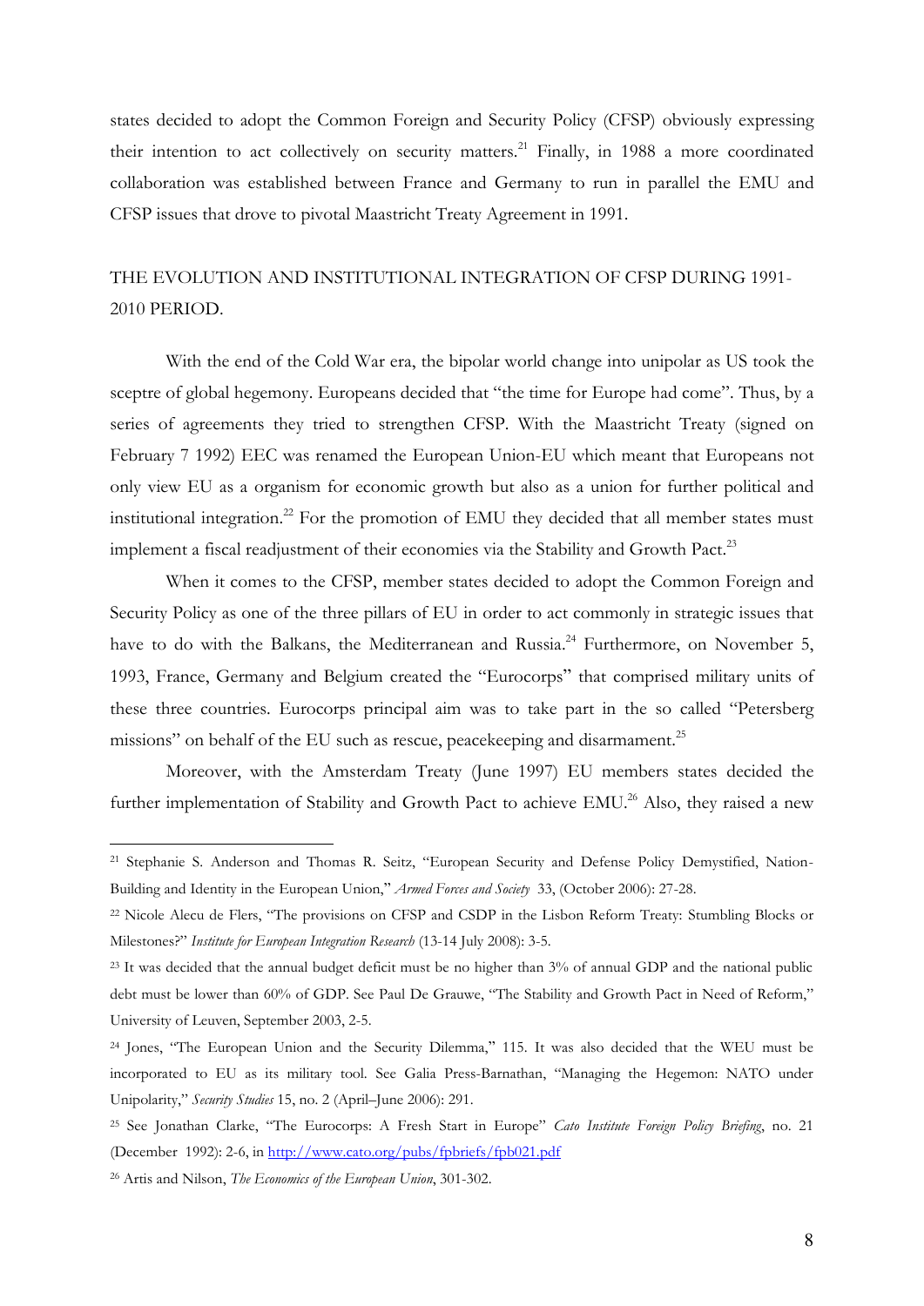states decided to adopt the Common Foreign and Security Policy (CFSP) obviously expressing their intention to act collectively on security matters.[21] Finally, in 1988 a more coordinated collaboration was established between France and Germany to run in parallel the EMU and CFSP issues that drove to pivotal Maastricht Treaty Agreement in 1991.

## THE EVOLUTION AND INSTITUTIONAL INTEGRATION OF CFSP DURING 1991-2010 PERIOD.

With the end of the Cold War era, the bipolar world change into unipolar as US took the sceptre of global hegemony. Europeans decided that "the time for Europe had come". Thus, by a series of agreements they tried to strengthen CFSP. With the Maastricht Treaty (signed on February 7 1992) EEC was renamed the European Union-EU which meant that Europeans not only view EU as a organism for economic growth but also as a union for further political and institutional integration.[22] For the promotion of EMU they decided that all member states must implement a fiscal readjustment of their economies via the Stability and Growth Pact.[23]

When it comes to the CFSP, member states decided to adopt the Common Foreign and Security Policy as one of the three pillars of EU in order to act commonly in strategic issues that have to do with the Balkans, the Mediterranean and Russia.[24] Furthermore, on November 5, 1993, France, Germany and Belgium created the "Eurocorps" that comprised military units of these three countries. Eurocorps principal aim was to take part in the so called "Petersberg missions" on behalf of the EU such as rescue, peacekeeping and disarmament.[25]

Moreover, with the Amsterdam Treaty (June 1997) EU members states decided the further implementation of Stability and Growth Pact to achieve EMU.[26] Also, they raised a new

---

[21] Stephanie S. Anderson and Thomas R. Seitz, "European Security and Defense Policy Demystified, Nation-Building and Identity in the European Union," *Armed Forces and Society* 33, (October 2006): 27-28.

[22] Nicole Alecu de Flers, "The provisions on CFSP and CSDP in the Lisbon Reform Treaty: Stumbling Blocks or Milestones?" *Institute for European Integration Research* (13-14 July 2008): 3-5.

[23] It was decided that the annual budget deficit must be no higher than 3% of annual GDP and the national public debt must be lower than 60% of GDP. See Paul De Grauwe, "The Stability and Growth Pact in Need of Reform," University of Leuven, September 2003, 2-5.

[24] Jones, "The European Union and the Security Dilemma," 115. It was also decided that the WEU must be incorporated to EU as its military tool. See Galia Press-Barnathan, "Managing the Hegemon: NATO under Unipolarity," *Security Studies* 15, no. 2 (April–June 2006): 291.

[25] See Jonathan Clarke, "The Eurocorps: A Fresh Start in Europe" *Cato Institute Foreign Policy Briefing*, no. 21 (December 1992): 2-6, in http://www.cato.org/pubs/fpbriefs/fpb021.pdf

[26] Artis and Nilson, *The Economics of the European Union*, 301-302.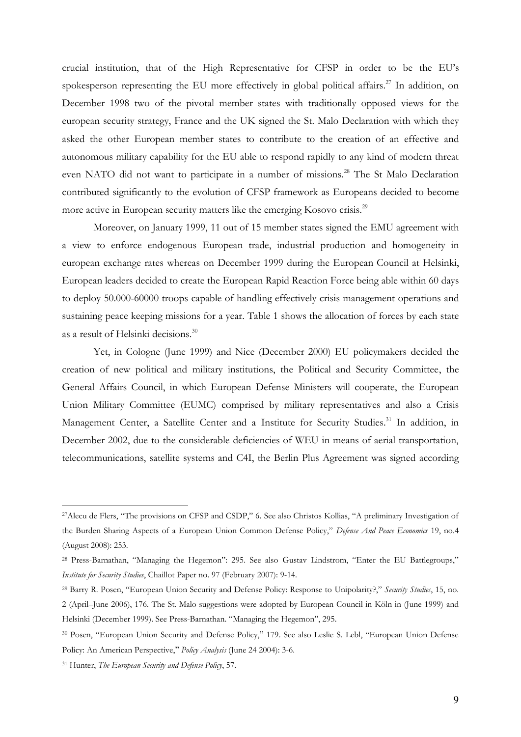crucial institution, that of the High Representative for CFSP in order to be the EU's spokesperson representing the EU more effectively in global political affairs.[27] In addition, on December 1998 two of the pivotal member states with traditionally opposed views for the european security strategy, France and the UK signed the St. Malo Declaration with which they asked the other European member states to contribute to the creation of an effective and autonomous military capability for the EU able to respond rapidly to any kind of modern threat even NATO did not want to participate in a number of missions.[28] The St Malo Declaration contributed significantly to the evolution of CFSP framework as Europeans decided to become more active in European security matters like the emerging Kosovo crisis.[29]

Moreover, on January 1999, 11 out of 15 member states signed the EMU agreement with a view to enforce endogenous European trade, industrial production and homogeneity in european exchange rates whereas on December 1999 during the European Council at Helsinki, European leaders decided to create the European Rapid Reaction Force being able within 60 days to deploy 50.000-60000 troops capable of handling effectively crisis management operations and sustaining peace keeping missions for a year. Table 1 shows the allocation of forces by each state as a result of Helsinki decisions.[30]

Yet, in Cologne (June 1999) and Nice (December 2000) EU policymakers decided the creation of new political and military institutions, the Political and Security Committee, the General Affairs Council, in which European Defense Ministers will cooperate, the European Union Military Committee (EUMC) comprised by military representatives and also a Crisis Management Center, a Satellite Center and a Institute for Security Studies.[31] In addition, in December 2002, due to the considerable deficiencies of WEU in means of aerial transportation, telecommunications, satellite systems and C4I, the Berlin Plus Agreement was signed according

---

[27]Alecu de Flers, "The provisions on CFSP and CSDP," 6. See also Christos Kollias, "A preliminary Investigation of the Burden Sharing Aspects of a European Union Common Defense Policy," *Defense And Peace Economics* 19, no.4 (August 2008): 253.

[28] Press-Barnathan, "Managing the Hegemon": 295. See also Gustav Lindstrom, "Enter the EU Battlegroups," *Institute for Security Studies*, Chaillot Paper no. 97 (February 2007): 9-14.

[29] Barry R. Posen, "European Union Security and Defense Policy: Response to Unipolarity?," *Security Studies*, 15, no. 2 (April–June 2006), 176. The St. Malo suggestions were adopted by European Council in Köln in (June 1999) and Helsinki (December 1999). See Press-Barnathan. "Managing the Hegemon", 295.

[30] Posen, "European Union Security and Defense Policy," 179. See also Leslie S. Lebl, "European Union Defense Policy: An American Perspective," *Policy Analysis* (June 24 2004): 3-6.

[31] Hunter, *The European Security and Defense Policy*, 57.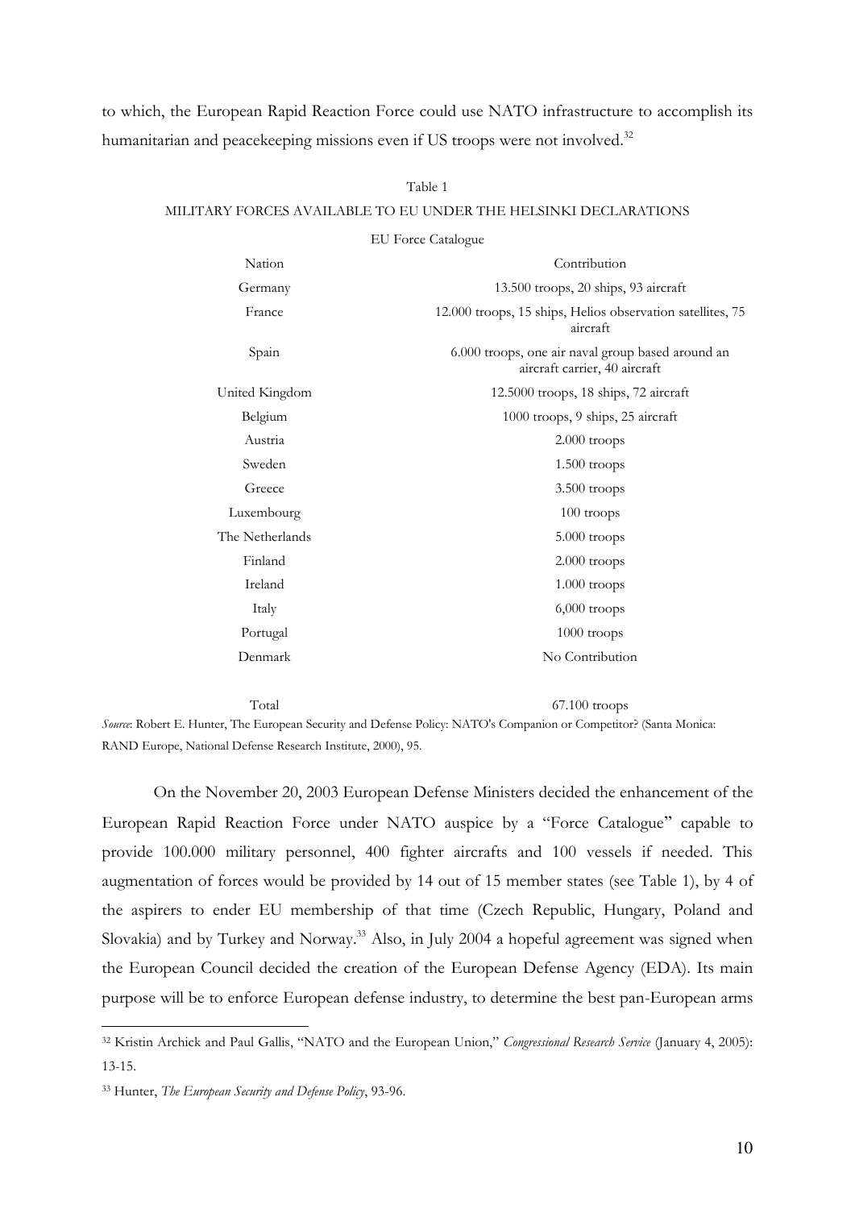to which, the European Rapid Reaction Force could use NATO infrastructure to accomplish its humanitarian and peacekeeping missions even if US troops were not involved.[32]

Table 1

MILITARY FORCES AVAILABLE TO EU UNDER THE HELSINKI DECLARATIONS

EU Force Catalogue

| Nation | Contribution |
|---|---|
| Germany | 13.500 troops, 20 ships, 93 aircraft |
| France | 12.000 troops, 15 ships, Helios observation satellites, 75 aircraft |
| Spain | 6.000 troops, one air naval group based around an aircraft carrier, 40 aircraft |
| United Kingdom | 12.5000 troops, 18 ships, 72 aircraft |
| Belgium | 1000 troops, 9 ships, 25 aircraft |
| Austria | 2.000 troops |
| Sweden | 1.500 troops |
| Greece | 3.500 troops |
| Luxembourg | 100 troops |
| The Netherlands | 5.000 troops |
| Finland | 2.000 troops |
| Ireland | 1.000 troops |
| Italy | 6,000 troops |
| Portugal | 1000 troops |
| Denmark | No Contribution |
| Total | 67.100 troops |

*Source*: Robert E. Hunter, The European Security and Defense Policy: NATO's Companion or Competitor? (Santa Monica: RAND Europe, National Defense Research Institute, 2000), 95.

On the November 20, 2003 European Defense Ministers decided the enhancement of the European Rapid Reaction Force under NATO auspice by a "Force Catalogue" capable to provide 100.000 military personnel, 400 fighter aircrafts and 100 vessels if needed. This augmentation of forces would be provided by 14 out of 15 member states (see Table 1), by 4 of the aspirers to ender EU membership of that time (Czech Republic, Hungary, Poland and Slovakia) and by Turkey and Norway.[33] Also, in July 2004 a hopeful agreement was signed when the European Council decided the creation of the European Defense Agency (EDA). Its main purpose will be to enforce European defense industry, to determine the best pan-European arms

[32] Kristin Archick and Paul Gallis, "NATO and the European Union," *Congressional Research Service* (January 4, 2005): 13-15.

[33] Hunter, *The European Security and Defense Policy*, 93-96.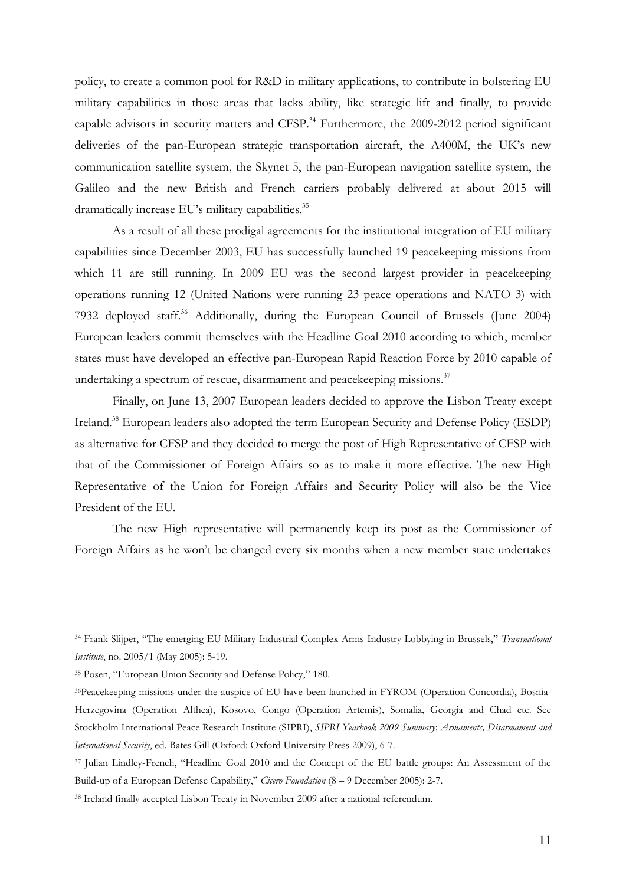policy, to create a common pool for R&D in military applications, to contribute in bolstering EU military capabilities in those areas that lacks ability, like strategic lift and finally, to provide capable advisors in security matters and CFSP.[34] Furthermore, the 2009-2012 period significant deliveries of the pan-European strategic transportation aircraft, the A400M, the UK's new communication satellite system, the Skynet 5, the pan-European navigation satellite system, the Galileo and the new British and French carriers probably delivered at about 2015 will dramatically increase EU's military capabilities.[35]

As a result of all these prodigal agreements for the institutional integration of EU military capabilities since December 2003, EU has successfully launched 19 peacekeeping missions from which 11 are still running. In 2009 EU was the second largest provider in peacekeeping operations running 12 (United Nations were running 23 peace operations and NATO 3) with 7932 deployed staff.[36] Additionally, during the European Council of Brussels (June 2004) European leaders commit themselves with the Headline Goal 2010 according to which, member states must have developed an effective pan-European Rapid Reaction Force by 2010 capable of undertaking a spectrum of rescue, disarmament and peacekeeping missions.[37]

Finally, on June 13, 2007 European leaders decided to approve the Lisbon Treaty except Ireland.[38] European leaders also adopted the term European Security and Defense Policy (ESDP) as alternative for CFSP and they decided to merge the post of High Representative of CFSP with that of the Commissioner of Foreign Affairs so as to make it more effective. The new High Representative of the Union for Foreign Affairs and Security Policy will also be the Vice President of the EU.

The new High representative will permanently keep its post as the Commissioner of Foreign Affairs as he won't be changed every six months when a new member state undertakes

---

[34] Frank Slijper, "The emerging EU Military-Industrial Complex Arms Industry Lobbying in Brussels," *Transnational Institute*, no. 2005/1 (May 2005): 5-19.

[35] Posen, "European Union Security and Defense Policy," 180.

[36] Peacekeeping missions under the auspice of EU have been launched in FYROM (Operation Concordia), Bosnia-Herzegovina (Operation Althea), Kosovo, Congo (Operation Artemis), Somalia, Georgia and Chad etc. See Stockholm International Peace Research Institute (SIPRI), *SIPRI Yearbook 2009 Summary*: *Armaments, Disarmament and International Security*, ed. Bates Gill (Oxford: Oxford University Press 2009), 6-7.

[37] Julian Lindley-French, "Headline Goal 2010 and the Concept of the EU battle groups: An Assessment of the Build-up of a European Defense Capability," *Cicero Foundation* (8 – 9 December 2005): 2-7.

[38] Ireland finally accepted Lisbon Treaty in November 2009 after a national referendum.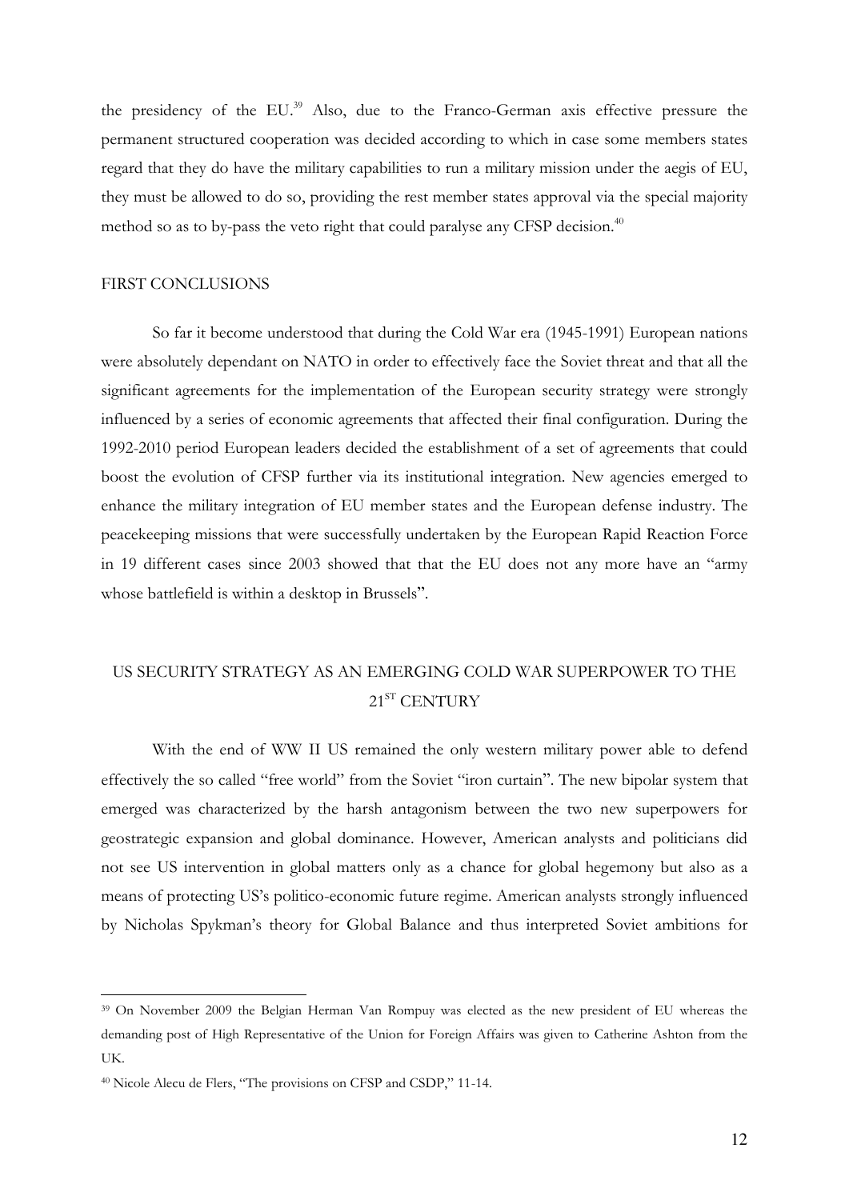the presidency of the EU.[39] Also, due to the Franco-German axis effective pressure the permanent structured cooperation was decided according to which in case some members states regard that they do have the military capabilities to run a military mission under the aegis of EU, they must be allowed to do so, providing the rest member states approval via the special majority method so as to by-pass the veto right that could paralyse any CFSP decision.[40]

## FIRST CONCLUSIONS

So far it become understood that during the Cold War era (1945-1991) European nations were absolutely dependant on NATO in order to effectively face the Soviet threat and that all the significant agreements for the implementation of the European security strategy were strongly influenced by a series of economic agreements that affected their final configuration. During the 1992-2010 period European leaders decided the establishment of a set of agreements that could boost the evolution of CFSP further via its institutional integration. New agencies emerged to enhance the military integration of EU member states and the European defense industry. The peacekeeping missions that were successfully undertaken by the European Rapid Reaction Force in 19 different cases since 2003 showed that that the EU does not any more have an "army whose battlefield is within a desktop in Brussels".

## US SECURITY STRATEGY AS AN EMERGING COLD WAR SUPERPOWER TO THE 21^ST^ CENTURY

With the end of WW II US remained the only western military power able to defend effectively the so called "free world" from the Soviet "iron curtain". The new bipolar system that emerged was characterized by the harsh antagonism between the two new superpowers for geostrategic expansion and global dominance. However, American analysts and politicians did not see US intervention in global matters only as a chance for global hegemony but also as a means of protecting US's politico-economic future regime. American analysts strongly influenced by Nicholas Spykman's theory for Global Balance and thus interpreted Soviet ambitions for

---

[39] On November 2009 the Belgian Herman Van Rompuy was elected as the new president of EU whereas the demanding post of High Representative of the Union for Foreign Affairs was given to Catherine Ashton from the UK.

[40] Nicole Alecu de Flers, "The provisions on CFSP and CSDP," 11-14.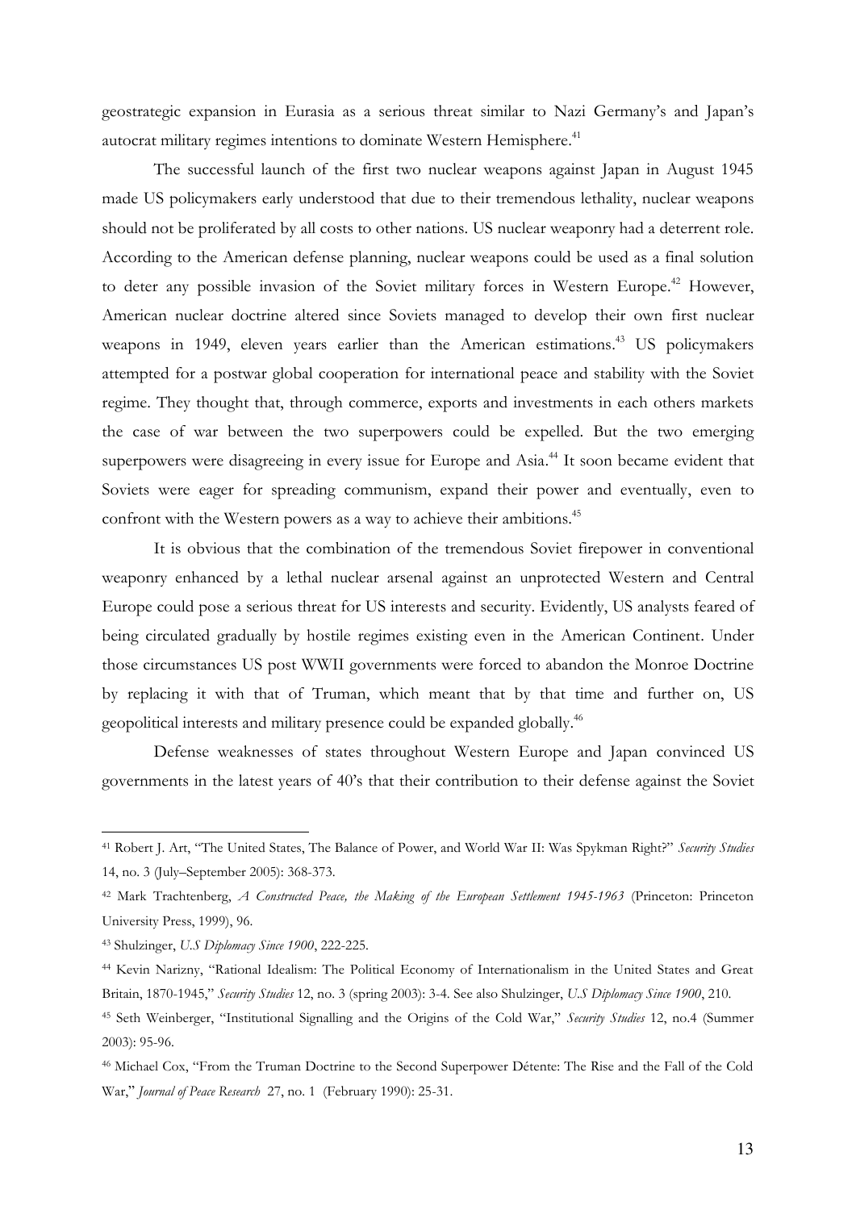geostrategic expansion in Eurasia as a serious threat similar to Nazi Germany's and Japan's autocrat military regimes intentions to dominate Western Hemisphere.[41]

The successful launch of the first two nuclear weapons against Japan in August 1945 made US policymakers early understood that due to their tremendous lethality, nuclear weapons should not be proliferated by all costs to other nations. US nuclear weaponry had a deterrent role. According to the American defense planning, nuclear weapons could be used as a final solution to deter any possible invasion of the Soviet military forces in Western Europe.[42] However, American nuclear doctrine altered since Soviets managed to develop their own first nuclear weapons in 1949, eleven years earlier than the American estimations.[43] US policymakers attempted for a postwar global cooperation for international peace and stability with the Soviet regime. They thought that, through commerce, exports and investments in each others markets the case of war between the two superpowers could be expelled. But the two emerging superpowers were disagreeing in every issue for Europe and Asia.[44] It soon became evident that Soviets were eager for spreading communism, expand their power and eventually, even to confront with the Western powers as a way to achieve their ambitions.[45]

It is obvious that the combination of the tremendous Soviet firepower in conventional weaponry enhanced by a lethal nuclear arsenal against an unprotected Western and Central Europe could pose a serious threat for US interests and security. Evidently, US analysts feared of being circulated gradually by hostile regimes existing even in the American Continent. Under those circumstances US post WWII governments were forced to abandon the Monroe Doctrine by replacing it with that of Truman, which meant that by that time and further on, US geopolitical interests and military presence could be expanded globally.[46]

Defense weaknesses of states throughout Western Europe and Japan convinced US governments in the latest years of 40's that their contribution to their defense against the Soviet

---

[41] Robert J. Art, "The United States, The Balance of Power, and World War II: Was Spykman Right?" *Security Studies* 14, no. 3 (July–September 2005): 368-373.

[42] Mark Trachtenberg, *A Constructed Peace, the Making of the European Settlement 1945-1963* (Princeton: Princeton University Press, 1999), 96.

[43] Shulzinger, *U.S Diplomacy Since 1900*, 222-225.

[44] Kevin Narizny, "Rational Idealism: The Political Economy of Internationalism in the United States and Great Britain, 1870-1945," *Security Studies* 12, no. 3 (spring 2003): 3-4. See also Shulzinger, *U.S Diplomacy Since 1900*, 210.

[45] Seth Weinberger, "Institutional Signalling and the Origins of the Cold War," *Security Studies* 12, no.4 (Summer 2003): 95-96.

[46] Michael Cox, "From the Truman Doctrine to the Second Superpower Détente: The Rise and the Fall of the Cold War," *Journal of Peace Research* 27, no. 1 (February 1990): 25-31.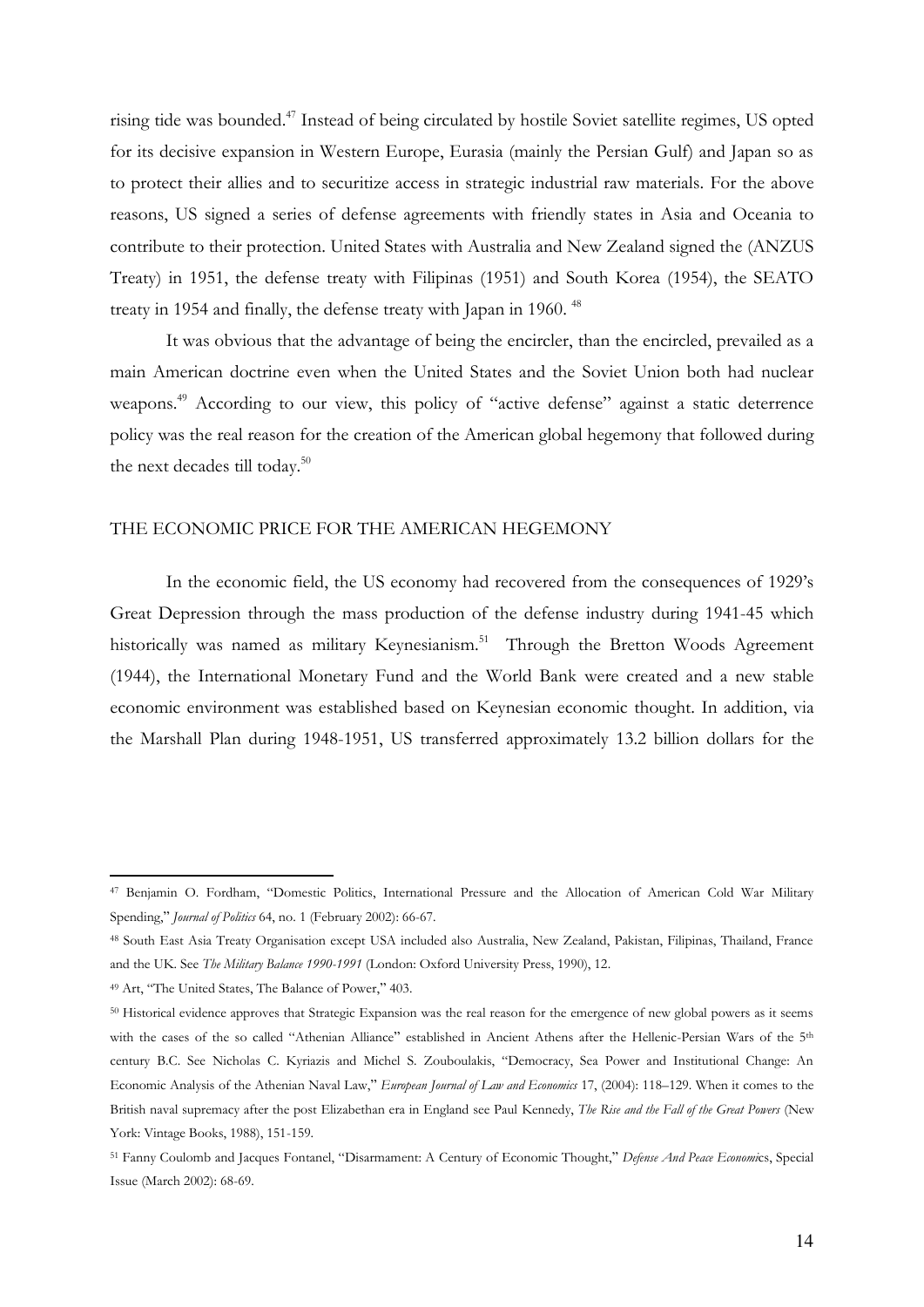rising tide was bounded.[47] Instead of being circulated by hostile Soviet satellite regimes, US opted for its decisive expansion in Western Europe, Eurasia (mainly the Persian Gulf) and Japan so as to protect their allies and to securitize access in strategic industrial raw materials. For the above reasons, US signed a series of defense agreements with friendly states in Asia and Oceania to contribute to their protection. United States with Australia and New Zealand signed the (ANZUS Treaty) in 1951, the defense treaty with Filipinas (1951) and South Korea (1954), the SEATO treaty in 1954 and finally, the defense treaty with Japan in 1960. [48]

It was obvious that the advantage of being the encircler, than the encircled, prevailed as a main American doctrine even when the United States and the Soviet Union both had nuclear weapons.[49] According to our view, this policy of "active defense" against a static deterrence policy was the real reason for the creation of the American global hegemony that followed during the next decades till today.[50]

## THE ECONOMIC PRICE FOR THE AMERICAN HEGEMONY

In the economic field, the US economy had recovered from the consequences of 1929's Great Depression through the mass production of the defense industry during 1941-45 which historically was named as military Keynesianism.[51] Through the Bretton Woods Agreement (1944), the International Monetary Fund and the World Bank were created and a new stable economic environment was established based on Keynesian economic thought. In addition, via the Marshall Plan during 1948-1951, US transferred approximately 13.2 billion dollars for the

---

[47] Benjamin O. Fordham, "Domestic Politics, International Pressure and the Allocation of American Cold War Military Spending," *Journal of Politics* 64, no. 1 (February 2002): 66-67.

[48] South East Asia Treaty Organisation except USA included also Australia, New Zealand, Pakistan, Filipinas, Thailand, France and the UK. See *The Military Balance 1990-1991* (London: Oxford University Press, 1990), 12.

[49] Art, "The United States, The Balance of Power," 403.

[50] Historical evidence approves that Strategic Expansion was the real reason for the emergence of new global powers as it seems with the cases of the so called "Athenian Alliance" established in Ancient Athens after the Hellenic-Persian Wars of the 5th century B.C. See Nicholas C. Kyriazis and Michel S. Zouboulakis, "Democracy, Sea Power and Institutional Change: An Economic Analysis of the Athenian Naval Law," *European Journal of Law and Economics* 17, (2004): 118–129. When it comes to the British naval supremacy after the post Elizabethan era in England see Paul Kennedy, *The Rise and the Fall of the Great Powers* (New York: Vintage Books, 1988), 151-159.

[51] Fanny Coulomb and Jacques Fontanel, "Disarmament: A Century of Economic Thought," *Defense And Peace Economics*, Special Issue (March 2002): 68-69.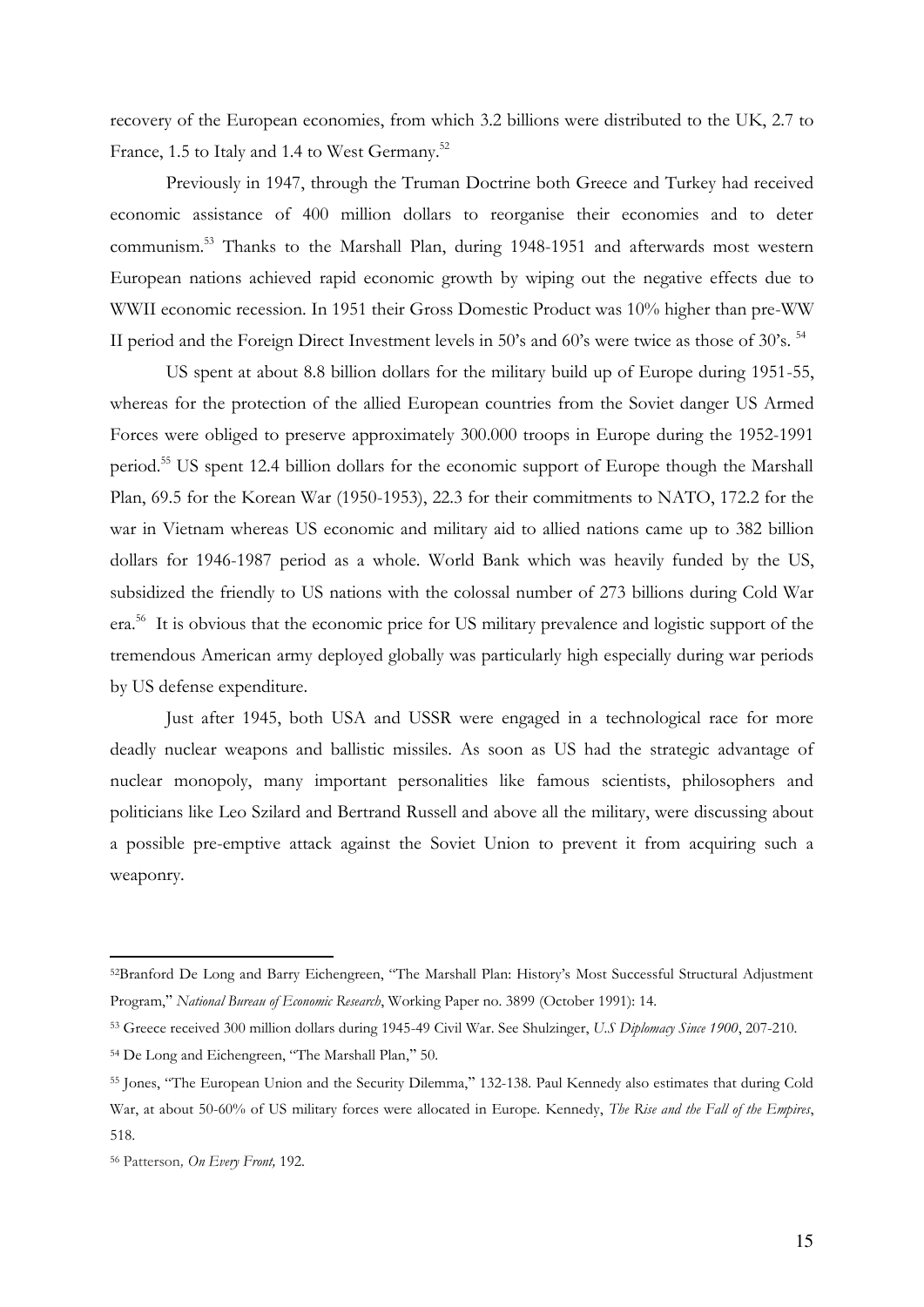recovery of the European economies, from which 3.2 billions were distributed to the UK, 2.7 to France, 1.5 to Italy and 1.4 to West Germany.[52]

Previously in 1947, through the Truman Doctrine both Greece and Turkey had received economic assistance of 400 million dollars to reorganise their economies and to deter communism.[53] Thanks to the Marshall Plan, during 1948-1951 and afterwards most western European nations achieved rapid economic growth by wiping out the negative effects due to WWII economic recession. In 1951 their Gross Domestic Product was 10% higher than pre-WW II period and the Foreign Direct Investment levels in 50's and 60's were twice as those of 30's. [54]

US spent at about 8.8 billion dollars for the military build up of Europe during 1951-55, whereas for the protection of the allied European countries from the Soviet danger US Armed Forces were obliged to preserve approximately 300.000 troops in Europe during the 1952-1991 period.[55] US spent 12.4 billion dollars for the economic support of Europe though the Marshall Plan, 69.5 for the Korean War (1950-1953), 22.3 for their commitments to NATO, 172.2 for the war in Vietnam whereas US economic and military aid to allied nations came up to 382 billion dollars for 1946-1987 period as a whole. World Bank which was heavily funded by the US, subsidized the friendly to US nations with the colossal number of 273 billions during Cold War era.[56] It is obvious that the economic price for US military prevalence and logistic support of the tremendous American army deployed globally was particularly high especially during war periods by US defense expenditure.

Just after 1945, both USA and USSR were engaged in a technological race for more deadly nuclear weapons and ballistic missiles. As soon as US had the strategic advantage of nuclear monopoly, many important personalities like famous scientists, philosophers and politicians like Leo Szilard and Bertrand Russell and above all the military, were discussing about a possible pre-emptive attack against the Soviet Union to prevent it from acquiring such a weaponry.

---

[52] Branford De Long and Barry Eichengreen, "The Marshall Plan: History's Most Successful Structural Adjustment Program," *National Bureau of Economic Research*, Working Paper no. 3899 (October 1991): 14.

[53] Greece received 300 million dollars during 1945-49 Civil War. See Shulzinger, *U.S Diplomacy Since 1900*, 207-210.

[54] De Long and Eichengreen, "The Marshall Plan," 50.

[55] Jones, "The European Union and the Security Dilemma," 132-138. Paul Kennedy also estimates that during Cold War, at about 50-60% of US military forces were allocated in Europe. Kennedy, *The Rise and the Fall of the Empires*, 518.

[56] Patterson, *On Every Front,* 192.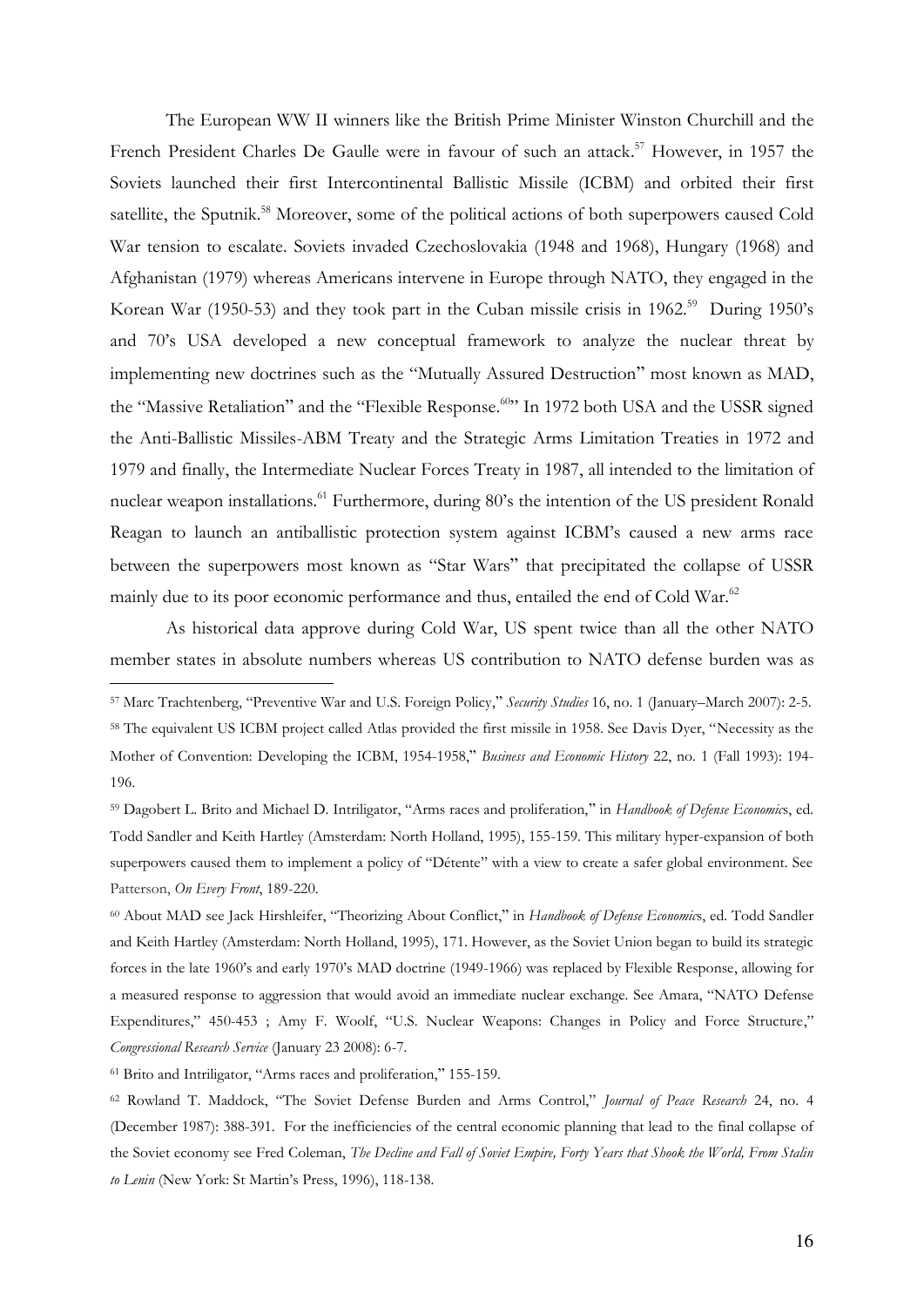The European WW II winners like the British Prime Minister Winston Churchill and the French President Charles De Gaulle were in favour of such an attack.[57] However, in 1957 the Soviets launched their first Intercontinental Ballistic Missile (ICBM) and orbited their first satellite, the Sputnik.[58] Moreover, some of the political actions of both superpowers caused Cold War tension to escalate. Soviets invaded Czechoslovakia (1948 and 1968), Hungary (1968) and Afghanistan (1979) whereas Americans intervene in Europe through NATO, they engaged in the Korean War (1950-53) and they took part in the Cuban missile crisis in 1962.[59] During 1950's and 70's USA developed a new conceptual framework to analyze the nuclear threat by implementing new doctrines such as the "Mutually Assured Destruction" most known as MAD, the "Massive Retaliation" and the "Flexible Response.[60]" In 1972 both USA and the USSR signed the Anti-Ballistic Missiles-ABM Treaty and the Strategic Arms Limitation Treaties in 1972 and 1979 and finally, the Intermediate Nuclear Forces Treaty in 1987, all intended to the limitation of nuclear weapon installations.[61] Furthermore, during 80's the intention of the US president Ronald Reagan to launch an antiballistic protection system against ICBM's caused a new arms race between the superpowers most known as "Star Wars" that precipitated the collapse of USSR mainly due to its poor economic performance and thus, entailed the end of Cold War.[62]

As historical data approve during Cold War, US spent twice than all the other NATO member states in absolute numbers whereas US contribution to NATO defense burden was as

---

[57] Marc Trachtenberg, "Preventive War and U.S. Foreign Policy," *Security Studies* 16, no. 1 (January–March 2007): 2-5.

[58] The equivalent US ICBM project called Atlas provided the first missile in 1958. See Davis Dyer, "Necessity as the Mother of Convention: Developing the ICBM, 1954-1958," *Business and Economic History* 22, no. 1 (Fall 1993): 194-196.

[59] Dagobert L. Brito and Michael D. Intriligator, "Arms races and proliferation," in *Handbook of Defense Economics*, ed. Todd Sandler and Keith Hartley (Amsterdam: North Holland, 1995), 155-159. This military hyper-expansion of both superpowers caused them to implement a policy of "Détente" with a view to create a safer global environment. See Patterson, *On Every Front*, 189-220.

[60] About MAD see Jack Hirshleifer, "Theorizing About Conflict," in *Handbook of Defense Economics*, ed. Todd Sandler and Keith Hartley (Amsterdam: North Holland, 1995), 171. However, as the Soviet Union began to build its strategic forces in the late 1960's and early 1970's MAD doctrine (1949-1966) was replaced by Flexible Response, allowing for a measured response to aggression that would avoid an immediate nuclear exchange. See Amara, "NATO Defense Expenditures," 450-453 ; Amy F. Woolf, "U.S. Nuclear Weapons: Changes in Policy and Force Structure," *Congressional Research Service* (January 23 2008): 6-7.

[61] Brito and Intriligator, "Arms races and proliferation," 155-159.

[62] Rowland T. Maddock, "The Soviet Defense Burden and Arms Control," *Journal of Peace Research* 24, no. 4 (December 1987): 388-391. For the inefficiencies of the central economic planning that lead to the final collapse of the Soviet economy see Fred Coleman, *The Decline and Fall of Soviet Empire, Forty Years that Shook the World, From Stalin to Lenin* (New York: St Martin's Press, 1996), 118-138.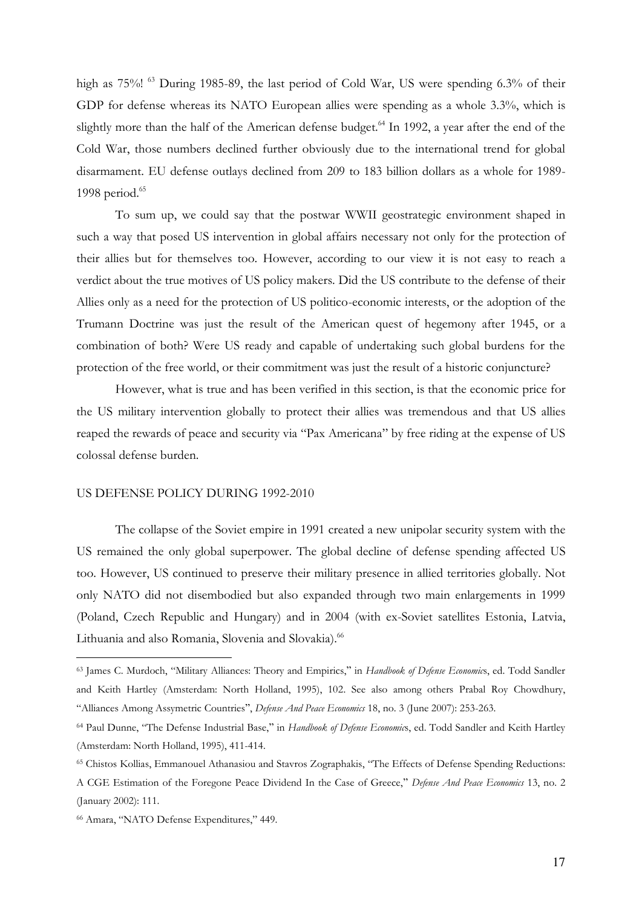high as 75%! [63] During 1985-89, the last period of Cold War, US were spending 6.3% of their GDP for defense whereas its NATO European allies were spending as a whole 3.3%, which is slightly more than the half of the American defense budget.[64] In 1992, a year after the end of the Cold War, those numbers declined further obviously due to the international trend for global disarmament. EU defense outlays declined from 209 to 183 billion dollars as a whole for 1989-1998 period.[65]

To sum up, we could say that the postwar WWII geostrategic environment shaped in such a way that posed US intervention in global affairs necessary not only for the protection of their allies but for themselves too. However, according to our view it is not easy to reach a verdict about the true motives of US policy makers. Did the US contribute to the defense of their Allies only as a need for the protection of US politico-economic interests, or the adoption of the Trumann Doctrine was just the result of the American quest of hegemony after 1945, or a combination of both? Were US ready and capable of undertaking such global burdens for the protection of the free world, or their commitment was just the result of a historic conjuncture?

However, what is true and has been verified in this section, is that the economic price for the US military intervention globally to protect their allies was tremendous and that US allies reaped the rewards of peace and security via "Pax Americana" by free riding at the expense of US colossal defense burden.

## US DEFENSE POLICY DURING 1992-2010

The collapse of the Soviet empire in 1991 created a new unipolar security system with the US remained the only global superpower. The global decline of defense spending affected US too. However, US continued to preserve their military presence in allied territories globally. Not only NATO did not disembodied but also expanded through two main enlargements in 1999 (Poland, Czech Republic and Hungary) and in 2004 (with ex-Soviet satellites Estonia, Latvia, Lithuania and also Romania, Slovenia and Slovakia).[66]

---

[63] James C. Murdoch, "Military Alliances: Theory and Empirics," in *Handbook of Defense Economics*, ed. Todd Sandler and Keith Hartley (Amsterdam: North Holland, 1995), 102. See also among others Prabal Roy Chowdhury, "Alliances Among Assymetric Countries", *Defense And Peace Economics* 18, no. 3 (June 2007): 253-263.

[64] Paul Dunne, "The Defense Industrial Base," in *Handbook of Defense Economics*, ed. Todd Sandler and Keith Hartley (Amsterdam: North Holland, 1995), 411-414.

[65] Chistos Kollias, Emmanouel Athanasiou and Stavros Zographakis, "The Effects of Defense Spending Reductions: A CGE Estimation of the Foregone Peace Dividend In the Case of Greece," *Defense And Peace Economics* 13, no. 2 (January 2002): 111.

[66] Amara, "NATO Defense Expenditures," 449.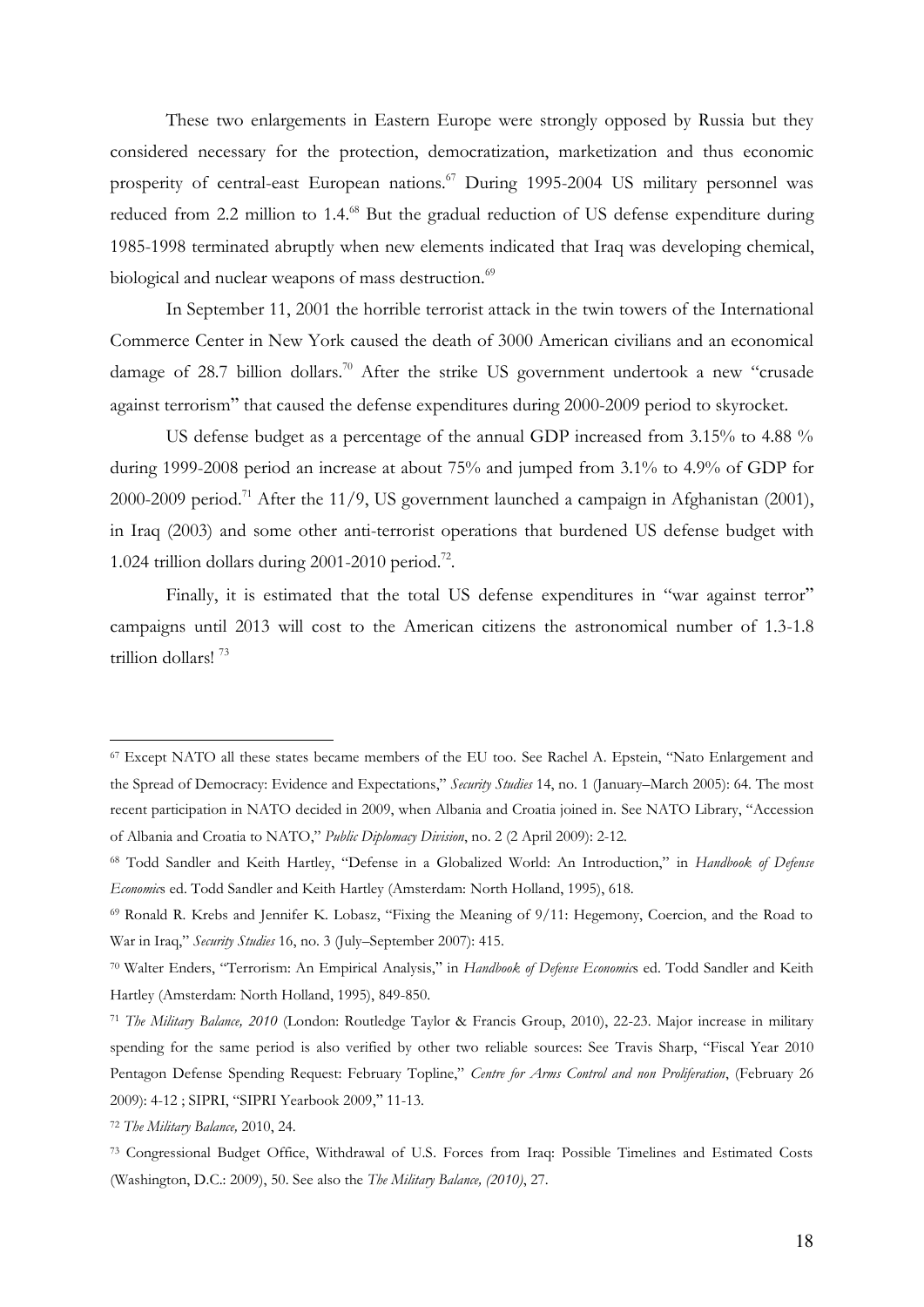These two enlargements in Eastern Europe were strongly opposed by Russia but they considered necessary for the protection, democratization, marketization and thus economic prosperity of central-east European nations.[67] During 1995-2004 US military personnel was reduced from 2.2 million to 1.4.[68] But the gradual reduction of US defense expenditure during 1985-1998 terminated abruptly when new elements indicated that Iraq was developing chemical, biological and nuclear weapons of mass destruction.[69]

In September 11, 2001 the horrible terrorist attack in the twin towers of the International Commerce Center in New York caused the death of 3000 American civilians and an economical damage of 28.7 billion dollars.[70] After the strike US government undertook a new "crusade against terrorism" that caused the defense expenditures during 2000-2009 period to skyrocket.

US defense budget as a percentage of the annual GDP increased from 3.15% to 4.88 % during 1999-2008 period an increase at about 75% and jumped from 3.1% to 4.9% of GDP for 2000-2009 period.[71] After the 11/9, US government launched a campaign in Afghanistan (2001), in Iraq (2003) and some other anti-terrorist operations that burdened US defense budget with 1.024 trillion dollars during 2001-2010 period.[72].

Finally, it is estimated that the total US defense expenditures in "war against terror" campaigns until 2013 will cost to the American citizens the astronomical number of 1.3-1.8 trillion dollars! [73]

---

[67] Except NATO all these states became members of the EU too. See Rachel A. Epstein, "Nato Enlargement and the Spread of Democracy: Evidence and Expectations," *Security Studies* 14, no. 1 (January–March 2005): 64. The most recent participation in NATO decided in 2009, when Albania and Croatia joined in. See NATO Library, "Accession of Albania and Croatia to NATO," *Public Diplomacy Division*, no. 2 (2 April 2009): 2-12.

[68] Todd Sandler and Keith Hartley, "Defense in a Globalized World: An Introduction," in *Handbook of Defense Economics* ed. Todd Sandler and Keith Hartley (Amsterdam: North Holland, 1995), 618.

[69] Ronald R. Krebs and Jennifer K. Lobasz, "Fixing the Meaning of 9/11: Hegemony, Coercion, and the Road to War in Iraq," *Security Studies* 16, no. 3 (July–September 2007): 415.

[70] Walter Enders, "Terrorism: An Empirical Analysis," in *Handbook of Defense Economics* ed. Todd Sandler and Keith Hartley (Amsterdam: North Holland, 1995), 849-850.

[71] *The Military Balance, 2010* (London: Routledge Taylor & Francis Group, 2010), 22-23. Major increase in military spending for the same period is also verified by other two reliable sources: See Travis Sharp, "Fiscal Year 2010 Pentagon Defense Spending Request: February Topline," *Centre for Arms Control and non Proliferation*, (February 26 2009): 4-12 ; SIPRI, "SIPRI Yearbook 2009," 11-13.

[72] *The Military Balance,* 2010, 24.

[73] Congressional Budget Office, Withdrawal of U.S. Forces from Iraq: Possible Timelines and Estimated Costs (Washington, D.C.: 2009), 50. See also the *The Military Balance, (2010)*, 27.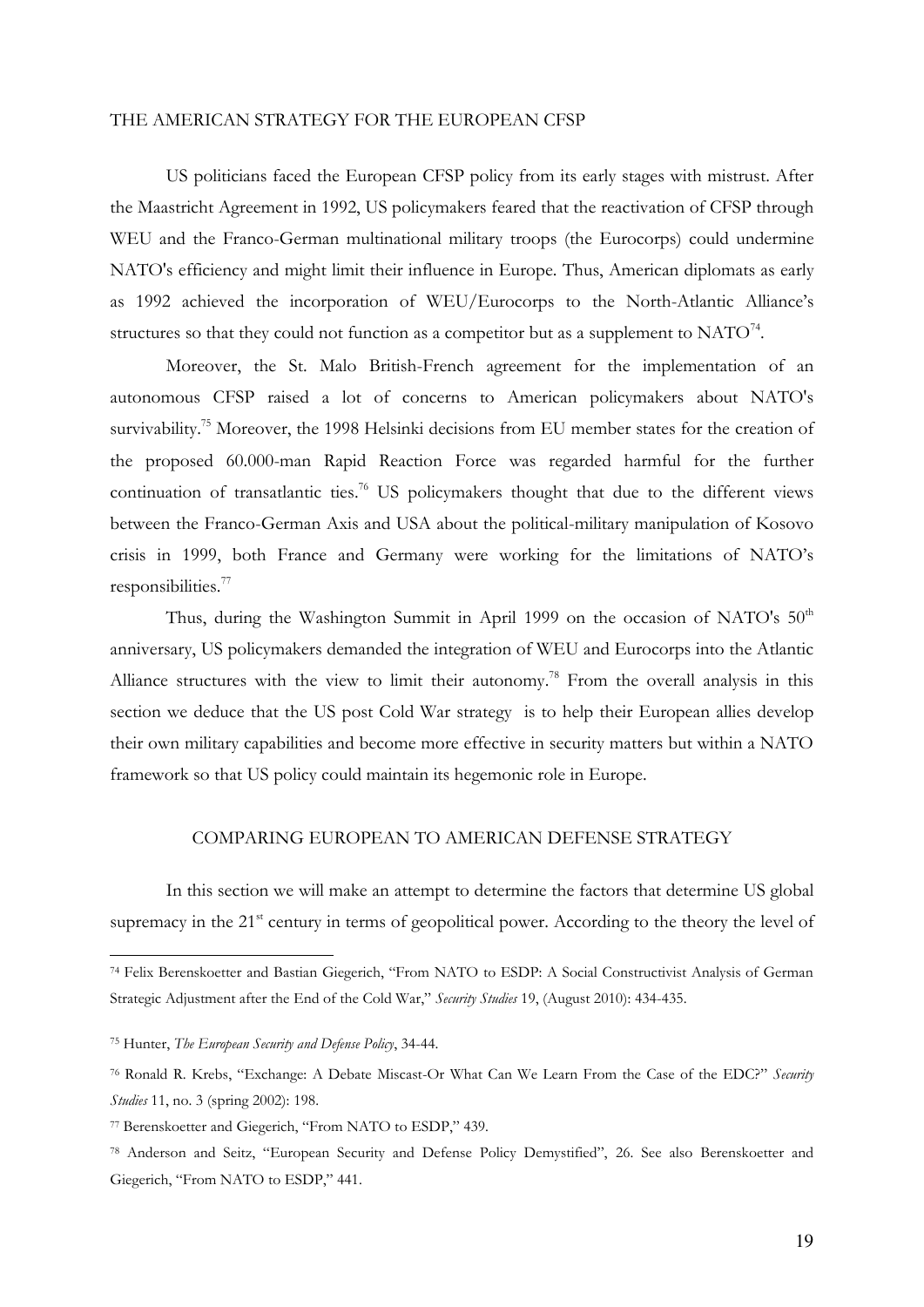THE AMERICAN STRATEGY FOR THE EUROPEAN CFSP

US politicians faced the European CFSP policy from its early stages with mistrust. After the Maastricht Agreement in 1992, US policymakers feared that the reactivation of CFSP through WEU and the Franco-German multinational military troops (the Eurocorps) could undermine NATO's efficiency and might limit their influence in Europe. Thus, American diplomats as early as 1992 achieved the incorporation of WEU/Eurocorps to the North-Atlantic Alliance's structures so that they could not function as a competitor but as a supplement to NATO[74].

Moreover, the St. Malo British-French agreement for the implementation of an autonomous CFSP raised a lot of concerns to American policymakers about NATO's survivability.[75] Moreover, the 1998 Helsinki decisions from EU member states for the creation of the proposed 60.000-man Rapid Reaction Force was regarded harmful for the further continuation of transatlantic ties.[76] US policymakers thought that due to the different views between the Franco-German Axis and USA about the political-military manipulation of Kosovo crisis in 1999, both France and Germany were working for the limitations of NATO's responsibilities.[77]

Thus, during the Washington Summit in April 1999 on the occasion of NATO's 50[th] anniversary, US policymakers demanded the integration of WEU and Eurocorps into the Atlantic Alliance structures with the view to limit their autonomy.[78] From the overall analysis in this section we deduce that the US post Cold War strategy is to help their European allies develop their own military capabilities and become more effective in security matters but within a NATO framework so that US policy could maintain its hegemonic role in Europe.

COMPARING EUROPEAN TO AMERICAN DEFENSE STRATEGY

In this section we will make an attempt to determine the factors that determine US global supremacy in the 21[st] century in terms of geopolitical power. According to the theory the level of

---

[74] Felix Berenskoetter and Bastian Giegerich, "From NATO to ESDP: A Social Constructivist Analysis of German Strategic Adjustment after the End of the Cold War," *Security Studies* 19, (August 2010): 434-435.

[75] Hunter, *The European Security and Defense Policy*, 34-44.

[76] Ronald R. Krebs, "Exchange: A Debate Miscast-Or What Can We Learn From the Case of the EDC?" *Security Studies* 11, no. 3 (spring 2002): 198.

[77] Berenskoetter and Giegerich, "From NATO to ESDP," 439.

[78] Anderson and Seitz, "European Security and Defense Policy Demystified", 26. See also Berenskoetter and Giegerich, "From NATO to ESDP," 441.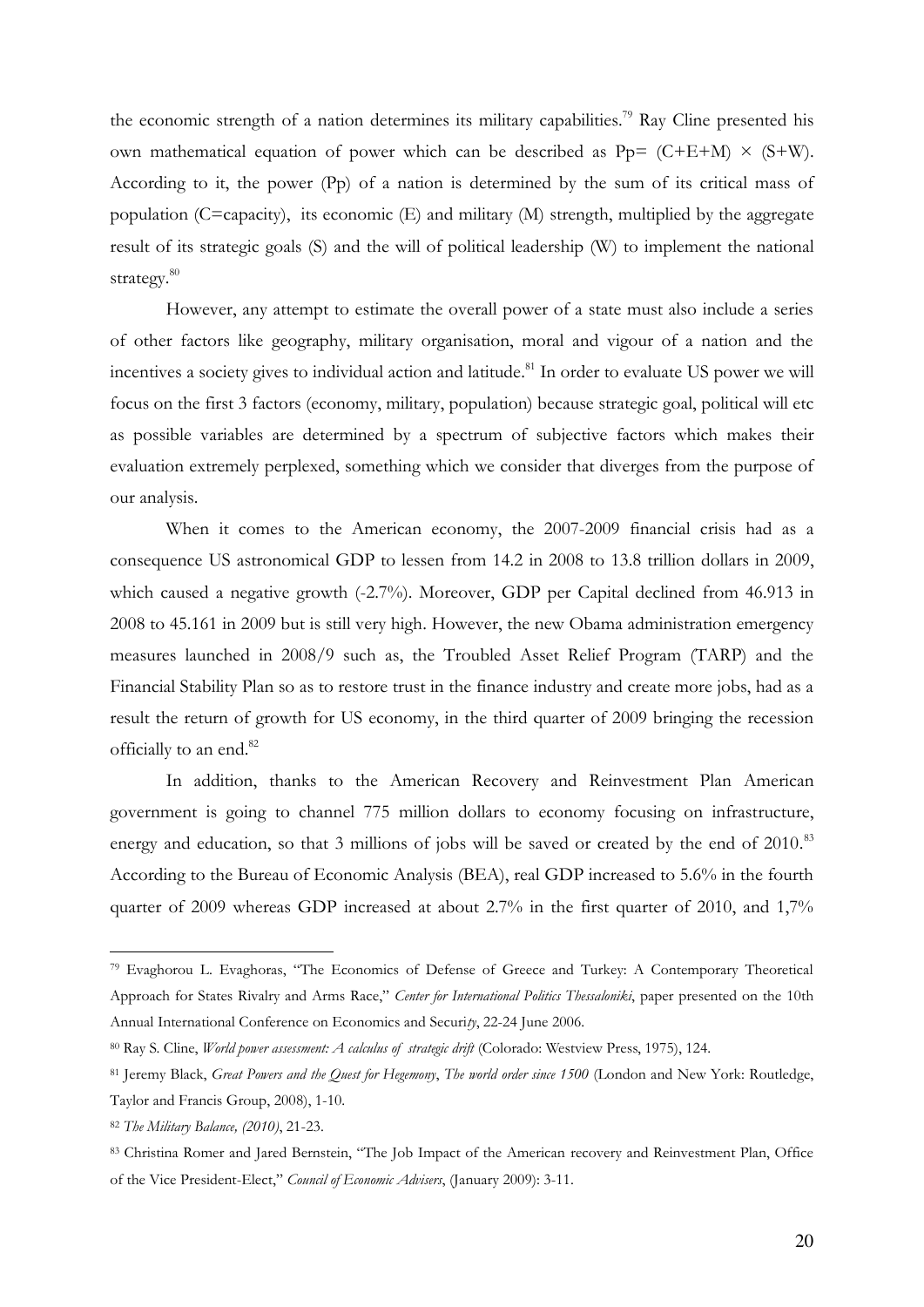the economic strength of a nation determines its military capabilities.[79] Ray Cline presented his own mathematical equation of power which can be described as $Pp= (C+E+M) \times (S+W)$. According to it, the power (Pp) of a nation is determined by the sum of its critical mass of population (C=capacity), its economic (E) and military (M) strength, multiplied by the aggregate result of its strategic goals (S) and the will of political leadership (W) to implement the national strategy.[80]

However, any attempt to estimate the overall power of a state must also include a series of other factors like geography, military organisation, moral and vigour of a nation and the incentives a society gives to individual action and latitude.[81] In order to evaluate US power we will focus on the first 3 factors (economy, military, population) because strategic goal, political will etc as possible variables are determined by a spectrum of subjective factors which makes their evaluation extremely perplexed, something which we consider that diverges from the purpose of our analysis.

When it comes to the American economy, the 2007-2009 financial crisis had as a consequence US astronomical GDP to lessen from 14.2 in 2008 to 13.8 trillion dollars in 2009, which caused a negative growth (-2.7%). Moreover, GDP per Capital declined from 46.913 in 2008 to 45.161 in 2009 but is still very high. However, the new Obama administration emergency measures launched in 2008/9 such as, the Troubled Asset Relief Program (TARP) and the Financial Stability Plan so as to restore trust in the finance industry and create more jobs, had as a result the return of growth for US economy, in the third quarter of 2009 bringing the recession officially to an end.[82]

In addition, thanks to the American Recovery and Reinvestment Plan American government is going to channel 775 million dollars to economy focusing on infrastructure, energy and education, so that 3 millions of jobs will be saved or created by the end of 2010.[83] According to the Bureau of Economic Analysis (BEA), real GDP increased to 5.6% in the fourth quarter of 2009 whereas GDP increased at about 2.7% in the first quarter of 2010, and 1,7%

---

[79] Evaghorou L. Evaghoras, "The Economics of Defense of Greece and Turkey: A Contemporary Theoretical Approach for States Rivalry and Arms Race," *Center for International Politics Thessaloniki*, paper presented on the 10th Annual International Conference on Economics and Securi*ty*, 22-24 June 2006.

[80] Ray S. Cline, *World power assessment: A calculus of strategic drift* (Colorado: Westview Press, 1975), 124.

[81] Jeremy Black, *Great Powers and the Quest for Hegemony*, *The world order since 1500* (London and New York: Routledge, Taylor and Francis Group, 2008), 1-10.

[82] *The Military Balance, (2010)*, 21-23.

[83] Christina Romer and Jared Bernstein, "The Job Impact of the American recovery and Reinvestment Plan, Office of the Vice President-Elect," *Council of Economic Advisers*, (January 2009): 3-11.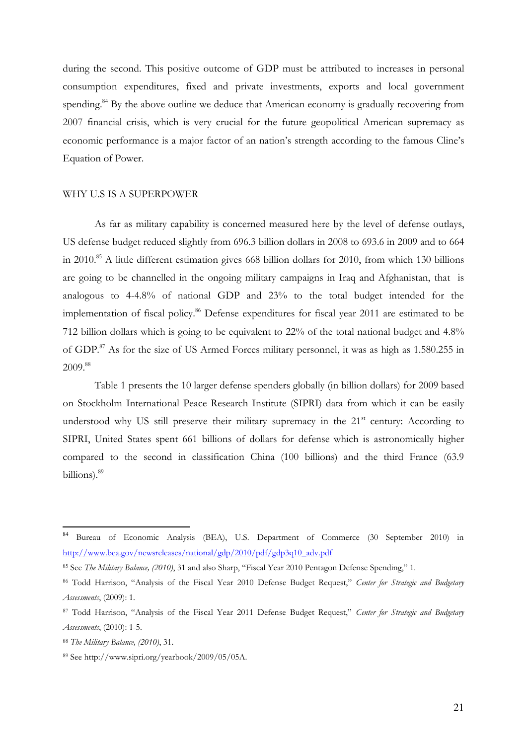during the second. This positive outcome of GDP must be attributed to increases in personal consumption expenditures, fixed and private investments, exports and local government spending.[84] By the above outline we deduce that American economy is gradually recovering from 2007 financial crisis, which is very crucial for the future geopolitical American supremacy as economic performance is a major factor of an nation's strength according to the famous Cline's Equation of Power.

## WHY U.S IS A SUPERPOWER

As far as military capability is concerned measured here by the level of defense outlays, US defense budget reduced slightly from 696.3 billion dollars in 2008 to 693.6 in 2009 and to 664 in 2010.[85] A little different estimation gives 668 billion dollars for 2010, from which 130 billions are going to be channelled in the ongoing military campaigns in Iraq and Afghanistan, that is analogous to 4-4.8% of national GDP and 23% to the total budget intended for the implementation of fiscal policy.[86] Defense expenditures for fiscal year 2011 are estimated to be 712 billion dollars which is going to be equivalent to 22% of the total national budget and 4.8% of GDP.[87] As for the size of US Armed Forces military personnel, it was as high as 1.580.255 in 2009.[88]

Table 1 presents the 10 larger defense spenders globally (in billion dollars) for 2009 based on Stockholm International Peace Research Institute (SIPRI) data from which it can be easily understood why US still preserve their military supremacy in the 21[st] century: According to SIPRI, United States spent 661 billions of dollars for defense which is astronomically higher compared to the second in classification China (100 billions) and the third France (63.9 billions).[89]

---

[84] Bureau of Economic Analysis (BEA), U.S. Department of Commerce (30 September 2010) in http://www.bea.gov/newsreleases/national/gdp/2010/pdf/gdp3q10_adv.pdf

[85] See *The Military Balance, (2010)*, 31 and also Sharp, "Fiscal Year 2010 Pentagon Defense Spending," 1.

[86] Todd Harrison, "Analysis of the Fiscal Year 2010 Defense Budget Request," *Center for Strategic and Budgetary Assessments*, (2009): 1.

[87] Todd Harrison, "Analysis of the Fiscal Year 2011 Defense Budget Request," *Center for Strategic and Budgetary Assessments*, (2010): 1-5.

[88] *The Military Balance, (2010)*, 31.

[89] See http://www.sipri.org/yearbook/2009/05/05A.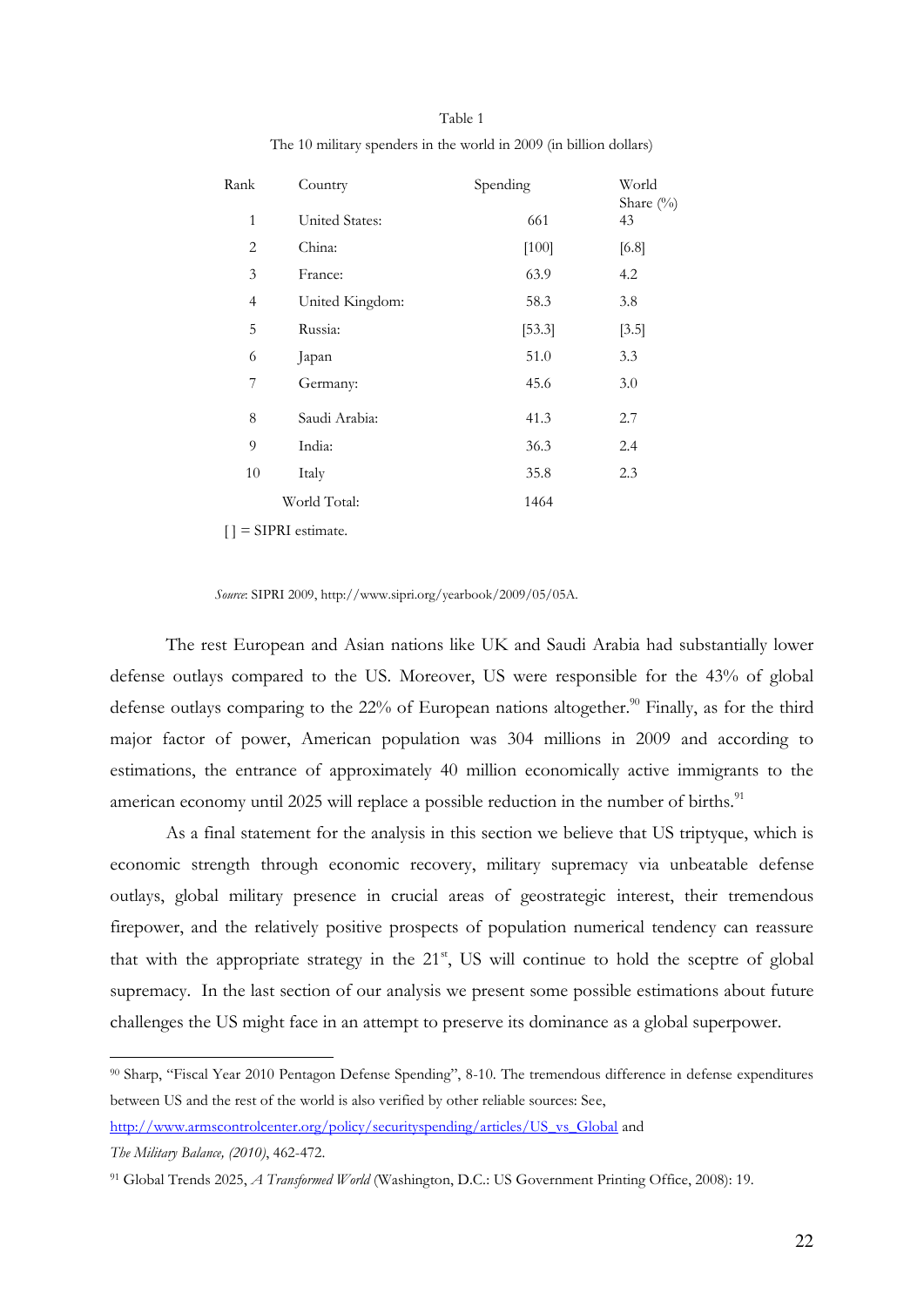Table 1

The 10 military spenders in the world in 2009 (in billion dollars)

| Rank | Country | Spending | World Share (%) |
|---|---|---|---|
| 1 | United States: | 661 | 43 |
| 2 | China: | [100] | [6.8] |
| 3 | France: | 63.9 | 4.2 |
| 4 | United Kingdom: | 58.3 | 3.8 |
| 5 | Russia: | [53.3] | [3.5] |
| 6 | Japan | 51.0 | 3.3 |
| 7 | Germany: | 45.6 | 3.0 |
| 8 | Saudi Arabia: | 41.3 | 2.7 |
| 9 | India: | 36.3 | 2.4 |
| 10 | Italy | 35.8 | 2.3 |
| | World Total: | 1464 | |

[ ] = SIPRI estimate.

*Source*: SIPRI 2009, http://www.sipri.org/yearbook/2009/05/05A.

The rest European and Asian nations like UK and Saudi Arabia had substantially lower defense outlays compared to the US. Moreover, US were responsible for the 43% of global defense outlays comparing to the 22% of European nations altogether.[90] Finally, as for the third major factor of power, American population was 304 millions in 2009 and according to estimations, the entrance of approximately 40 million economically active immigrants to the american economy until 2025 will replace a possible reduction in the number of births.[91]

As a final statement for the analysis in this section we believe that US triptyque, which is economic strength through economic recovery, military supremacy via unbeatable defense outlays, global military presence in crucial areas of geostrategic interest, their tremendous firepower, and the relatively positive prospects of population numerical tendency can reassure that with the appropriate strategy in the 21[st], US will continue to hold the sceptre of global supremacy. In the last section of our analysis we present some possible estimations about future challenges the US might face in an attempt to preserve its dominance as a global superpower.

[90] Sharp, "Fiscal Year 2010 Pentagon Defense Spending", 8-10. The tremendous difference in defense expenditures between US and the rest of the world is also verified by other reliable sources: See, http://www.armscontrolcenter.org/policy/securityspending/articles/US_vs_Global and *The Military Balance, (2010)*, 462-472.

[91] Global Trends 2025, *A Transformed World* (Washington, D.C.: US Government Printing Office, 2008): 19.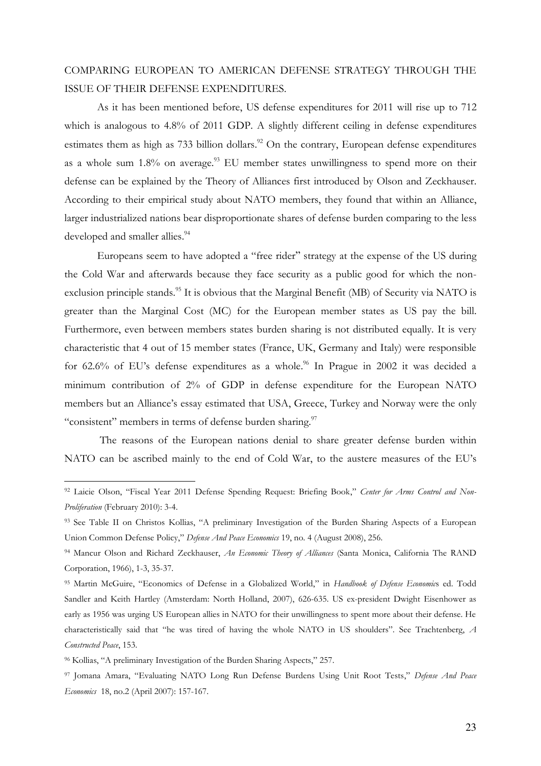COMPARING EUROPEAN TO AMERICAN DEFENSE STRATEGY THROUGH THE ISSUE OF THEIR DEFENSE EXPENDITURES.

As it has been mentioned before, US defense expenditures for 2011 will rise up to 712 which is analogous to 4.8% of 2011 GDP. A slightly different ceiling in defense expenditures estimates them as high as 733 billion dollars.[92] On the contrary, European defense expenditures as a whole sum 1.8% on average.[93] EU member states unwillingness to spend more on their defense can be explained by the Theory of Alliances first introduced by Olson and Zeckhauser. According to their empirical study about NATO members, they found that within an Alliance, larger industrialized nations bear disproportionate shares of defense burden comparing to the less developed and smaller allies.[94]

Europeans seem to have adopted a "free rider" strategy at the expense of the US during the Cold War and afterwards because they face security as a public good for which the non-exclusion principle stands.[95] It is obvious that the Marginal Benefit (MB) of Security via NATO is greater than the Marginal Cost (MC) for the European member states as US pay the bill. Furthermore, even between members states burden sharing is not distributed equally. It is very characteristic that 4 out of 15 member states (France, UK, Germany and Italy) were responsible for 62.6% of EU's defense expenditures as a whole.[96] In Prague in 2002 it was decided a minimum contribution of 2% of GDP in defense expenditure for the European NATO members but an Alliance's essay estimated that USA, Greece, Turkey and Norway were the only "consistent" members in terms of defense burden sharing.[97]

The reasons of the European nations denial to share greater defense burden within NATO can be ascribed mainly to the end of Cold War, to the austere measures of the EU's

---

[92] Laicie Olson, "Fiscal Year 2011 Defense Spending Request: Briefing Book," *Center for Arms Control and Non-Proliferation* (February 2010): 3-4.

[93] See Table II on Christos Kollias, "A preliminary Investigation of the Burden Sharing Aspects of a European Union Common Defense Policy," *Defense And Peace Economics* 19, no. 4 (August 2008), 256.

[94] Mancur Olson and Richard Zeckhauser, *An Economic Theory of Alliances* (Santa Monica, California The RAND Corporation, 1966), 1-3, 35-37.

[95] Martin McGuire, "Economics of Defense in a Globalized World," in *Handbook of Defense Economics* ed. Todd Sandler and Keith Hartley (Amsterdam: North Holland, 2007), 626-635. US ex-president Dwight Eisenhower as early as 1956 was urging US European allies in NATO for their unwillingness to spent more about their defense. He characteristically said that "he was tired of having the whole NATO in US shoulders". See Trachtenberg, *A Constructed Peace*, 153.

[96] Kollias, "A preliminary Investigation of the Burden Sharing Aspects," 257.

[97] Jomana Amara, "Evaluating NATO Long Run Defense Burdens Using Unit Root Tests," *Defense And Peace Economics* 18, no.2 (April 2007): 157-167.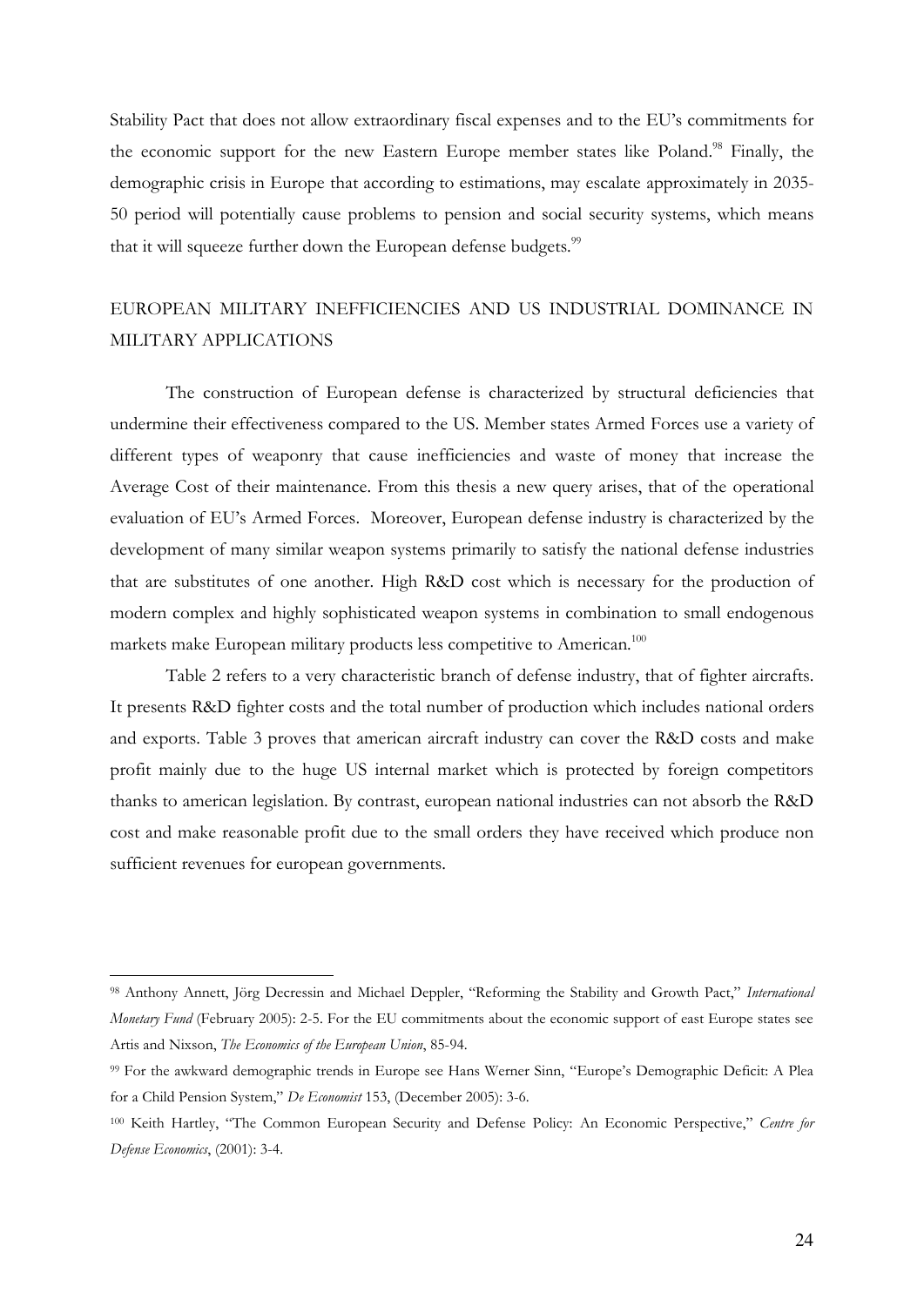Stability Pact that does not allow extraordinary fiscal expenses and to the EU's commitments for the economic support for the new Eastern Europe member states like Poland.[98] Finally, the demographic crisis in Europe that according to estimations, may escalate approximately in 2035-50 period will potentially cause problems to pension and social security systems, which means that it will squeeze further down the European defense budgets.[99]

## EUROPEAN MILITARY INEFFICIENCIES AND US INDUSTRIAL DOMINANCE IN MILITARY APPLICATIONS

The construction of European defense is characterized by structural deficiencies that undermine their effectiveness compared to the US. Member states Armed Forces use a variety of different types of weaponry that cause inefficiencies and waste of money that increase the Average Cost of their maintenance. From this thesis a new query arises, that of the operational evaluation of EU's Armed Forces. Moreover, European defense industry is characterized by the development of many similar weapon systems primarily to satisfy the national defense industries that are substitutes of one another. High R&D cost which is necessary for the production of modern complex and highly sophisticated weapon systems in combination to small endogenous markets make European military products less competitive to American.[100]

Table 2 refers to a very characteristic branch of defense industry, that of fighter aircrafts. It presents R&D fighter costs and the total number of production which includes national orders and exports. Table 3 proves that american aircraft industry can cover the R&D costs and make profit mainly due to the huge US internal market which is protected by foreign competitors thanks to american legislation. By contrast, european national industries can not absorb the R&D cost and make reasonable profit due to the small orders they have received which produce non sufficient revenues for european governments.

---

[98] Anthony Annett, Jörg Decressin and Michael Deppler, "Reforming the Stability and Growth Pact," *International Monetary Fund* (February 2005): 2-5. For the EU commitments about the economic support of east Europe states see Artis and Nixson, *The Economics of the European Union*, 85-94.

[99] For the awkward demographic trends in Europe see Hans Werner Sinn, "Europe's Demographic Deficit: A Plea for a Child Pension System," *De Economist* 153, (December 2005): 3-6.

[100] Keith Hartley, "The Common European Security and Defense Policy: An Economic Perspective," *Centre for Defense Economics*, (2001): 3-4.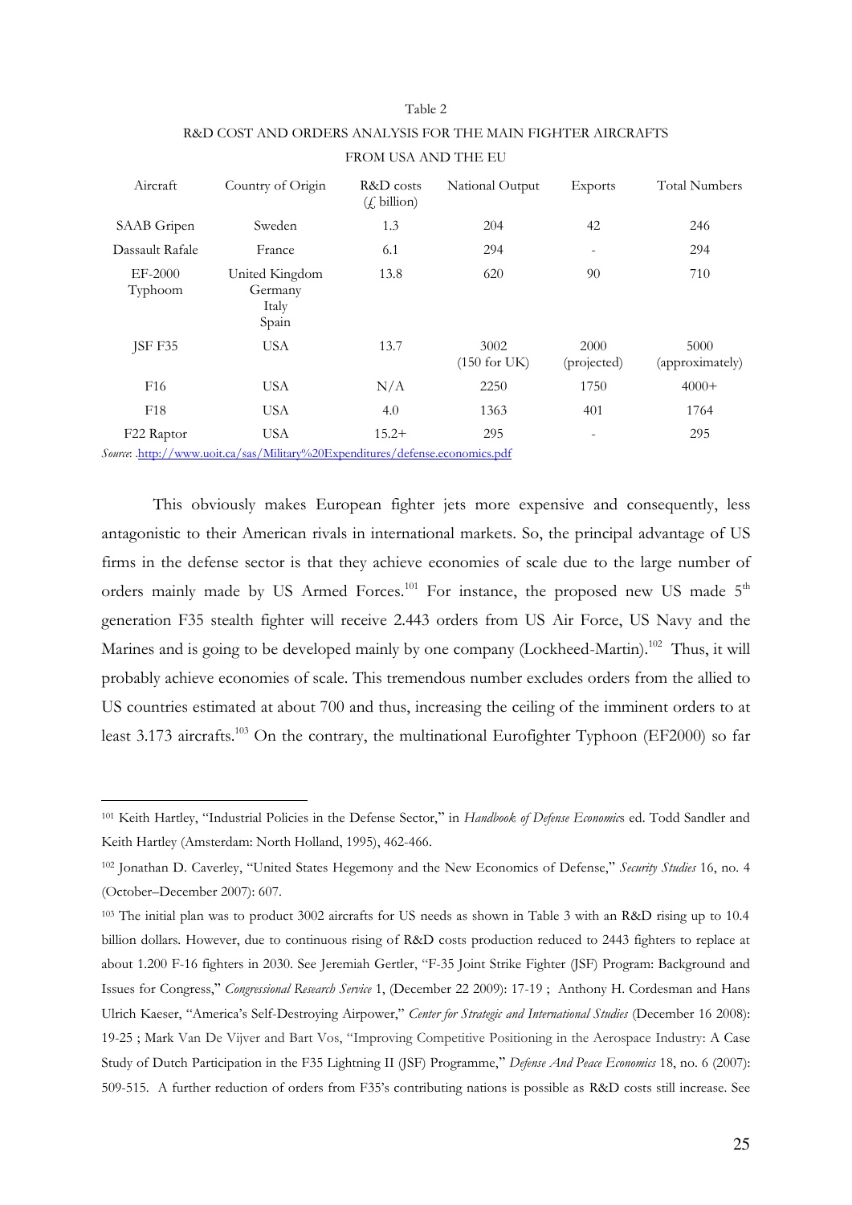Table 2

R&D COST AND ORDERS ANALYSIS FOR THE MAIN FIGHTER AIRCRAFTS FROM USA AND THE EU

| Aircraft | Country of Origin | R&D costs (£ billion) | National Output | Exports | Total Numbers |
|---|---|---|---|---|---|
| SAAB Gripen | Sweden | 1.3 | 204 | 42 | 246 |
| Dassault Rafale | France | 6.1 | 294 | - | 294 |
| EF-2000 Typhoom | United Kingdom Germany Italy Spain | 13.8 | 620 | 90 | 710 |
| JSF F35 | USA | 13.7 | 3002 (150 for UK) | 2000 (projected) | 5000 (approximately) |
| F16 | USA | N/A | 2250 | 1750 | 4000+ |
| F18 | USA | 4.0 | 1363 | 401 | 1764 |
| F22 Raptor | USA | 15.2+ | 295 | - | 295 |

*Source*: .http://www.uoit.ca/sas/Military%20Expenditures/defense.economics.pdf

This obviously makes European fighter jets more expensive and consequently, less antagonistic to their American rivals in international markets. So, the principal advantage of US firms in the defense sector is that they achieve economies of scale due to the large number of orders mainly made by US Armed Forces.[101] For instance, the proposed new US made 5[th] generation F35 stealth fighter will receive 2.443 orders from US Air Force, US Navy and the Marines and is going to be developed mainly by one company (Lockheed-Martin).[102] Thus, it will probably achieve economies of scale. This tremendous number excludes orders from the allied to US countries estimated at about 700 and thus, increasing the ceiling of the imminent orders to at least 3.173 aircrafts.[103] On the contrary, the multinational Eurofighter Typhoon (EF2000) so far

---

[101] Keith Hartley, "Industrial Policies in the Defense Sector," in *Handbook of Defense Economics* ed. Todd Sandler and Keith Hartley (Amsterdam: North Holland, 1995), 462-466.

[102] Jonathan D. Caverley, "United States Hegemony and the New Economics of Defense," *Security Studies* 16, no. 4 (October–December 2007): 607.

[103] The initial plan was to product 3002 aircrafts for US needs as shown in Table 3 with an R&D rising up to 10.4 billion dollars. However, due to continuous rising of R&D costs production reduced to 2443 fighters to replace at about 1.200 F-16 fighters in 2030. See Jeremiah Gertler, "F-35 Joint Strike Fighter (JSF) Program: Background and Issues for Congress," *Congressional Research Service* 1, (December 22 2009): 17-19 ; Anthony H. Cordesman and Hans Ulrich Kaeser, "America's Self-Destroying Airpower," *Center for Strategic and International Studies* (December 16 2008): 19-25 ; Mark Van De Vijver and Bart Vos, "Improving Competitive Positioning in the Aerospace Industry: A Case Study of Dutch Participation in the F35 Lightning II (JSF) Programme," *Defense And Peace Economics* 18, no. 6 (2007): 509-515. A further reduction of orders from F35's contributing nations is possible as R&D costs still increase. See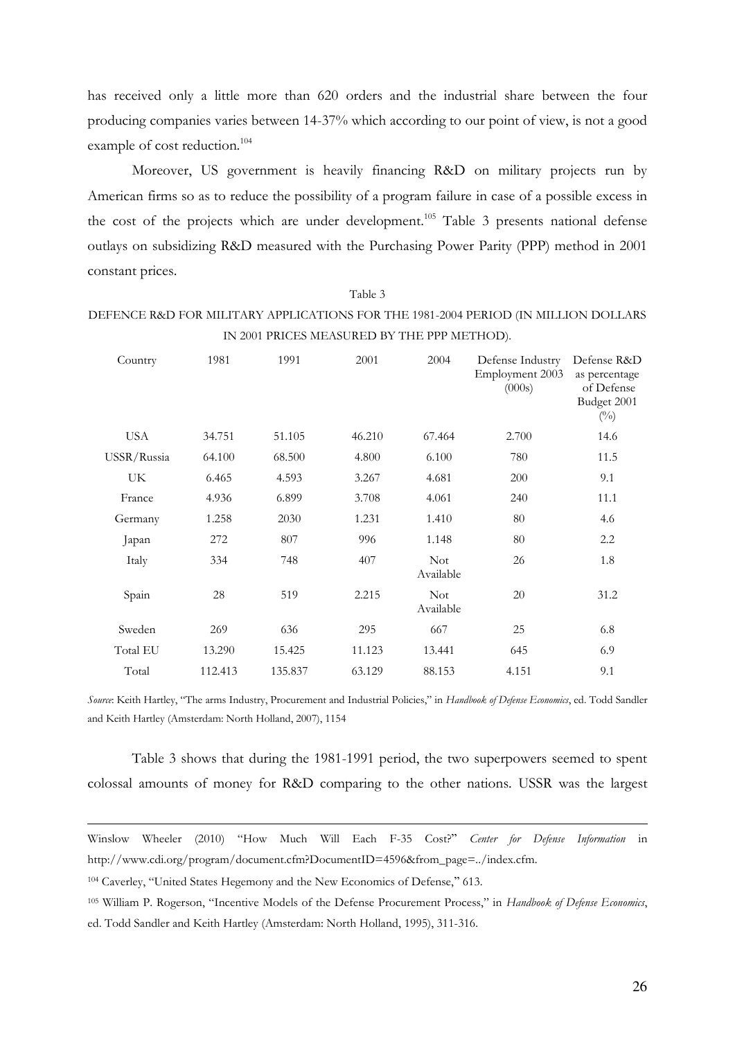has received only a little more than 620 orders and the industrial share between the four producing companies varies between 14-37% which according to our point of view, is not a good example of cost reduction.[104]

Moreover, US government is heavily financing R&D on military projects run by American firms so as to reduce the possibility of a program failure in case of a possible excess in the cost of the projects which are under development.[105] Table 3 presents national defense outlays on subsidizing R&D measured with the Purchasing Power Parity (PPP) method in 2001 constant prices.

Table 3

DEFENCE R&D FOR MILITARY APPLICATIONS FOR THE 1981-2004 PERIOD (IN MILLION DOLLARS IN 2001 PRICES MEASURED BY THE PPP METHOD).

| Country | 1981 | 1991 | 2001 | 2004 | Defense Industry Employment 2003 (000s) | Defense R&D as percentage of Defense Budget 2001 (%) |
|---|---|---|---|---|---|---|
| USA | 34.751 | 51.105 | 46.210 | 67.464 | 2.700 | 14.6 |
| USSR/Russia | 64.100 | 68.500 | 4.800 | 6.100 | 780 | 11.5 |
| UK | 6.465 | 4.593 | 3.267 | 4.681 | 200 | 9.1 |
| France | 4.936 | 6.899 | 3.708 | 4.061 | 240 | 11.1 |
| Germany | 1.258 | 2030 | 1.231 | 1.410 | 80 | 4.6 |
| Japan | 272 | 807 | 996 | 1.148 | 80 | 2.2 |
| Italy | 334 | 748 | 407 | Not Available | 26 | 1.8 |
| Spain | 28 | 519 | 2.215 | Not Available | 20 | 31.2 |
| Sweden | 269 | 636 | 295 | 667 | 25 | 6.8 |
| Total EU | 13.290 | 15.425 | 11.123 | 13.441 | 645 | 6.9 |
| Total | 112.413 | 135.837 | 63.129 | 88.153 | 4.151 | 9.1 |

*Source*: Keith Hartley, "The arms Industry, Procurement and Industrial Policies," in *Handbook of Defense Economics*, ed. Todd Sandler and Keith Hartley (Amsterdam: North Holland, 2007), 1154

Table 3 shows that during the 1981-1991 period, the two superpowers seemed to spent colossal amounts of money for R&D comparing to the other nations. USSR was the largest

---

Winslow Wheeler (2010) "How Much Will Each F-35 Cost?" *Center for Defense Information* in http://www.cdi.org/program/document.cfm?DocumentID=4596&from_page=../index.cfm.

[104] Caverley, "United States Hegemony and the New Economics of Defense," 613.

[105] William P. Rogerson, "Incentive Models of the Defense Procurement Process," in *Handbook of Defense Economics*, ed. Todd Sandler and Keith Hartley (Amsterdam: North Holland, 1995), 311-316.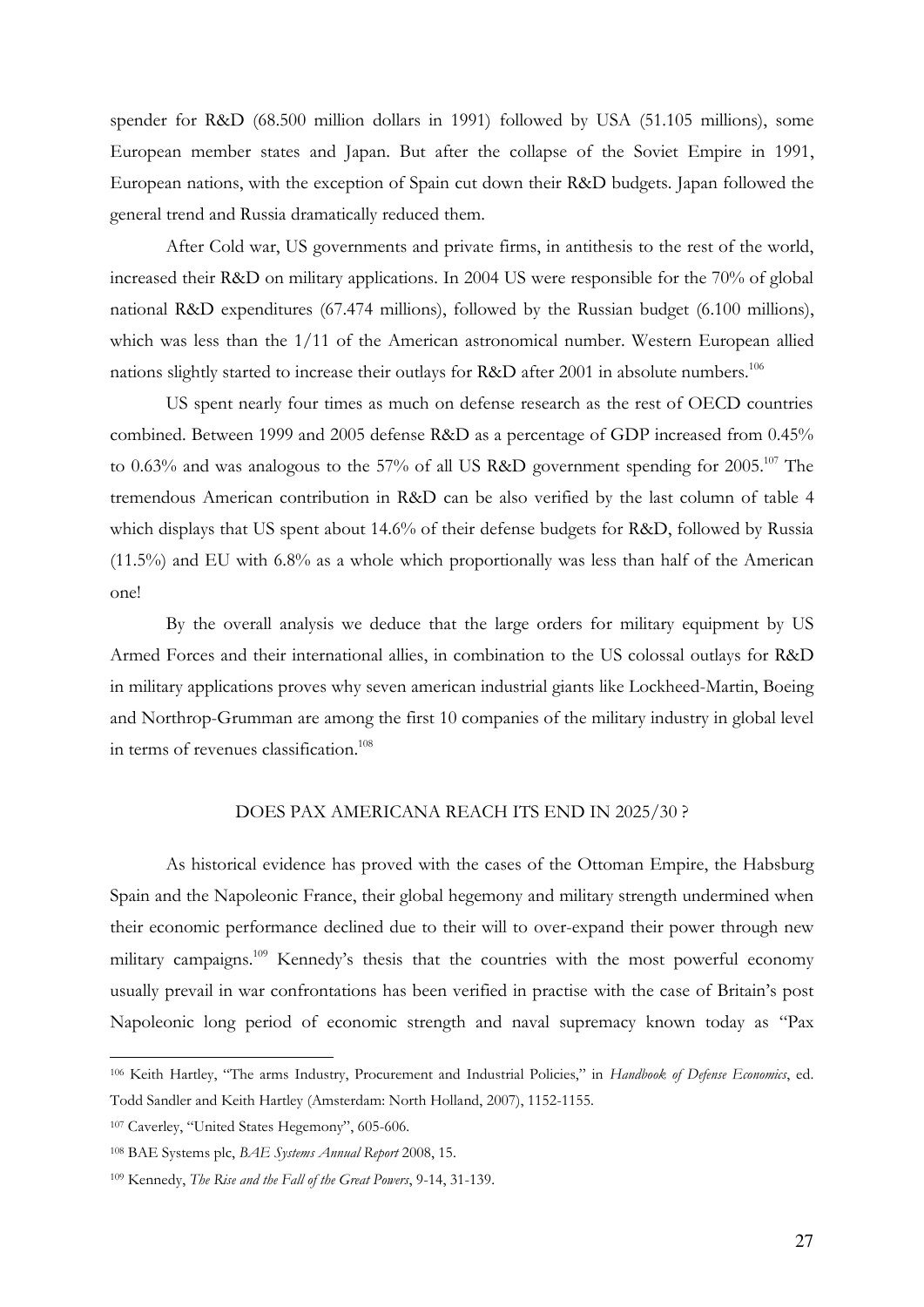spender for R&D (68.500 million dollars in 1991) followed by USA (51.105 millions), some European member states and Japan. But after the collapse of the Soviet Empire in 1991, European nations, with the exception of Spain cut down their R&D budgets. Japan followed the general trend and Russia dramatically reduced them.

After Cold war, US governments and private firms, in antithesis to the rest of the world, increased their R&D on military applications. In 2004 US were responsible for the 70% of global national R&D expenditures (67.474 millions), followed by the Russian budget (6.100 millions), which was less than the 1/11 of the American astronomical number. Western European allied nations slightly started to increase their outlays for R&D after 2001 in absolute numbers.[106]

US spent nearly four times as much on defense research as the rest of OECD countries combined. Between 1999 and 2005 defense R&D as a percentage of GDP increased from 0.45% to 0.63% and was analogous to the 57% of all US R&D government spending for 2005.[107] The tremendous American contribution in R&D can be also verified by the last column of table 4 which displays that US spent about 14.6% of their defense budgets for R&D, followed by Russia (11.5%) and EU with 6.8% as a whole which proportionally was less than half of the American one!

By the overall analysis we deduce that the large orders for military equipment by US Armed Forces and their international allies, in combination to the US colossal outlays for R&D in military applications proves why seven american industrial giants like Lockheed-Martin, Boeing and Northrop-Grumman are among the first 10 companies of the military industry in global level in terms of revenues classification.[108]

## DOES PAX AMERICANA REACH ITS END IN 2025/30 ?

As historical evidence has proved with the cases of the Ottoman Empire, the Habsburg Spain and the Napoleonic France, their global hegemony and military strength undermined when their economic performance declined due to their will to over-expand their power through new military campaigns.[109] Kennedy's thesis that the countries with the most powerful economy usually prevail in war confrontations has been verified in practise with the case of Britain's post Napoleonic long period of economic strength and naval supremacy known today as "Pax

---

[106] Keith Hartley, "The arms Industry, Procurement and Industrial Policies," in *Handbook of Defense Economics*, ed. Todd Sandler and Keith Hartley (Amsterdam: North Holland, 2007), 1152-1155.

[107] Caverley, "United States Hegemony", 605-606.

[108] BAE Systems plc, *BAE Systems Annual Report* 2008, 15.

[109] Kennedy, *The Rise and the Fall of the Great Powers*, 9-14, 31-139.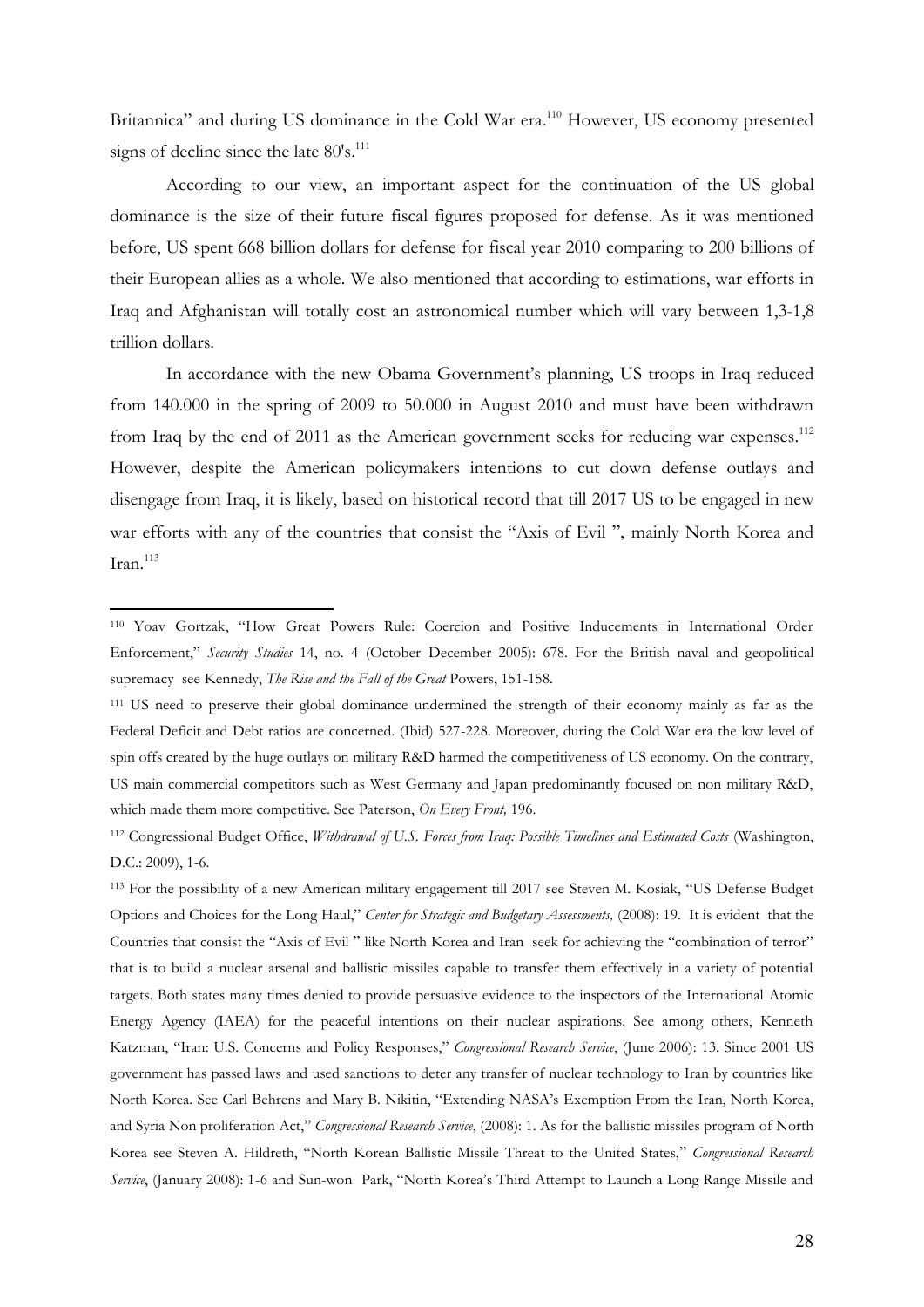Britannica" and during US dominance in the Cold War era.[110] However, US economy presented signs of decline since the late 80's.[111]

According to our view, an important aspect for the continuation of the US global dominance is the size of their future fiscal figures proposed for defense. As it was mentioned before, US spent 668 billion dollars for defense for fiscal year 2010 comparing to 200 billions of their European allies as a whole. We also mentioned that according to estimations, war efforts in Iraq and Afghanistan will totally cost an astronomical number which will vary between 1,3-1,8 trillion dollars.

In accordance with the new Obama Government's planning, US troops in Iraq reduced from 140.000 in the spring of 2009 to 50.000 in August 2010 and must have been withdrawn from Iraq by the end of 2011 as the American government seeks for reducing war expenses.[112] However, despite the American policymakers intentions to cut down defense outlays and disengage from Iraq, it is likely, based on historical record that till 2017 US to be engaged in new war efforts with any of the countries that consist the "Axis of Evil ", mainly North Korea and Iran.[113]

---

[110] Yoav Gortzak, "How Great Powers Rule: Coercion and Positive Inducements in International Order Enforcement," *Security Studies* 14, no. 4 (October–December 2005): 678. For the British naval and geopolitical supremacy see Kennedy, *The Rise and the Fall of the Great* Powers, 151-158.

[111] US need to preserve their global dominance undermined the strength of their economy mainly as far as the Federal Deficit and Debt ratios are concerned. (Ibid) 527-228. Moreover, during the Cold War era the low level of spin offs created by the huge outlays on military R&D harmed the competitiveness of US economy. On the contrary, US main commercial competitors such as West Germany and Japan predominantly focused on non military R&D, which made them more competitive. See Paterson, *On Every Front,* 196.

[112] Congressional Budget Office, *Withdrawal of U.S. Forces from Iraq: Possible Timelines and Estimated Costs* (Washington, D.C.: 2009), 1-6.

[113] For the possibility of a new American military engagement till 2017 see Steven M. Kosiak, "US Defense Budget Options and Choices for the Long Haul," *Center for Strategic and Budgetary Assessments,* (2008): 19. It is evident that the Countries that consist the "Axis of Evil " like North Korea and Iran seek for achieving the "combination of terror" that is to build a nuclear arsenal and ballistic missiles capable to transfer them effectively in a variety of potential targets. Both states many times denied to provide persuasive evidence to the inspectors of the International Atomic Energy Agency (IAEA) for the peaceful intentions on their nuclear aspirations. See among others, Kenneth Katzman, "Iran: U.S. Concerns and Policy Responses," *Congressional Research Service*, (June 2006): 13. Since 2001 US government has passed laws and used sanctions to deter any transfer of nuclear technology to Iran by countries like North Korea. See Carl Behrens and Mary B. Nikitin, "Extending NASA's Exemption From the Iran, North Korea, and Syria Non proliferation Act," *Congressional Research Service*, (2008): 1. As for the ballistic missiles program of North Korea see Steven A. Hildreth, "North Korean Ballistic Missile Threat to the United States," *Congressional Research Service*, (January 2008): 1-6 and Sun-won Park, "North Korea's Third Attempt to Launch a Long Range Missile and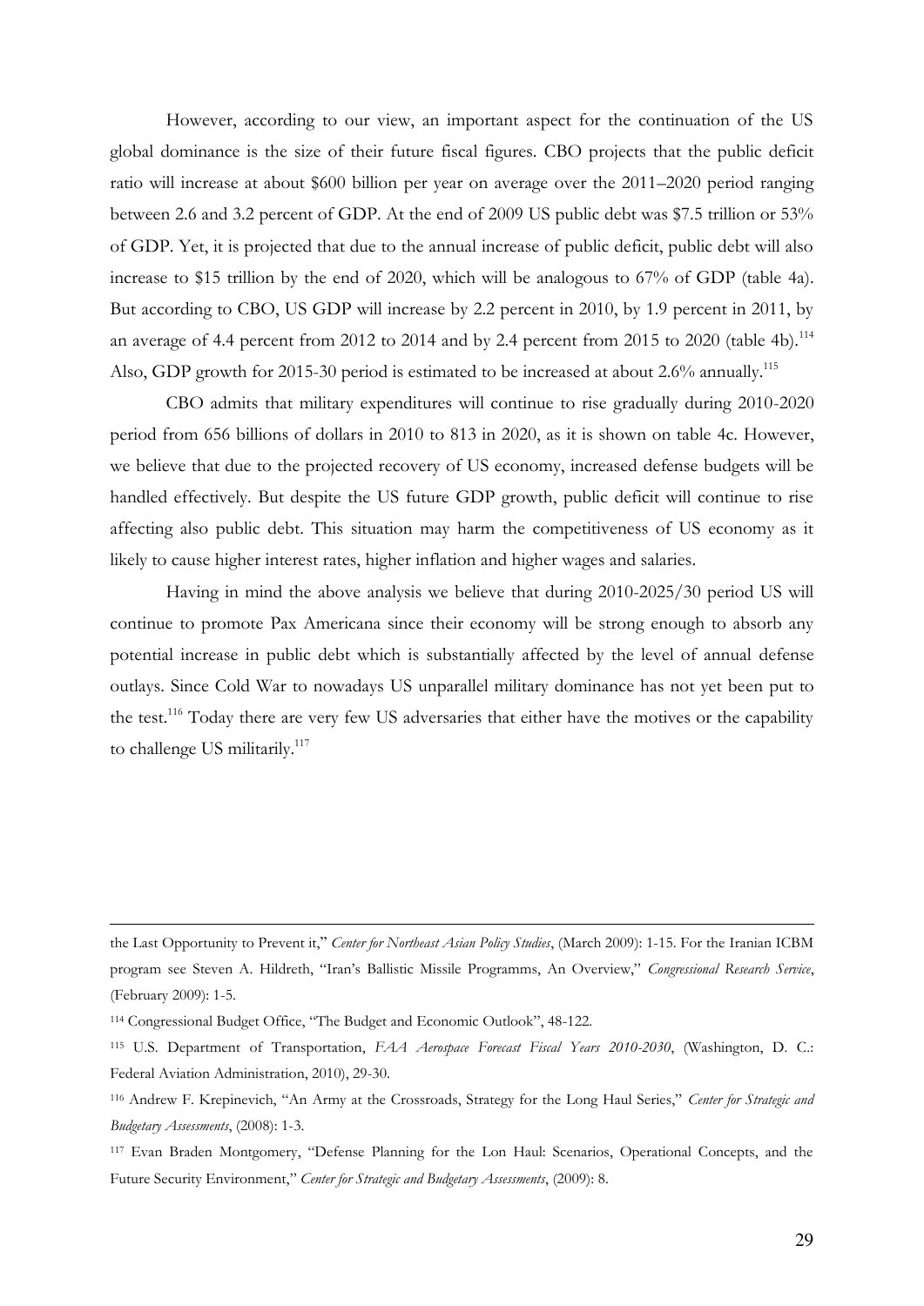However, according to our view, an important aspect for the continuation of the US global dominance is the size of their future fiscal figures. CBO projects that the public deficit ratio will increase at about $600 billion per year on average over the 2011–2020 period ranging between 2.6 and 3.2 percent of GDP. At the end of 2009 US public debt was $7.5 trillion or 53% of GDP. Yet, it is projected that due to the annual increase of public deficit, public debt will also increase to $15 trillion by the end of 2020, which will be analogous to 67% of GDP (table 4a). But according to CBO, US GDP will increase by 2.2 percent in 2010, by 1.9 percent in 2011, by an average of 4.4 percent from 2012 to 2014 and by 2.4 percent from 2015 to 2020 (table 4b).[114] Also, GDP growth for 2015-30 period is estimated to be increased at about 2.6% annually.[115]

CBO admits that military expenditures will continue to rise gradually during 2010-2020 period from 656 billions of dollars in 2010 to 813 in 2020, as it is shown on table 4c. However, we believe that due to the projected recovery of US economy, increased defense budgets will be handled effectively. But despite the US future GDP growth, public deficit will continue to rise affecting also public debt. This situation may harm the competitiveness of US economy as it likely to cause higher interest rates, higher inflation and higher wages and salaries.

Having in mind the above analysis we believe that during 2010-2025/30 period US will continue to promote Pax Americana since their economy will be strong enough to absorb any potential increase in public debt which is substantially affected by the level of annual defense outlays. Since Cold War to nowadays US unparallel military dominance has not yet been put to the test.[116] Today there are very few US adversaries that either have the motives or the capability to challenge US militarily.[117]

---

the Last Opportunity to Prevent it," *Center for Northeast Asian Policy Studies*, (March 2009): 1-15. For the Iranian ICBM program see Steven A. Hildreth, "Iran's Ballistic Missile Programms, An Overview," *Congressional Research Service*, (February 2009): 1-5.

[114] Congressional Budget Office, "The Budget and Economic Outlook", 48-122.

[115] U.S. Department of Transportation, *FAA Aerospace Forecast Fiscal Years 2010-2030*, (Washington, D. C.: Federal Aviation Administration, 2010), 29-30.

[116] Andrew F. Krepinevich, "An Army at the Crossroads, Strategy for the Long Haul Series," *Center for Strategic and Budgetary Assessments*, (2008): 1-3.

[117] Evan Braden Montgomery, "Defense Planning for the Lon Haul: Scenarios, Operational Concepts, and the Future Security Environment," *Center for Strategic and Budgetary Assessments*, (2009): 8.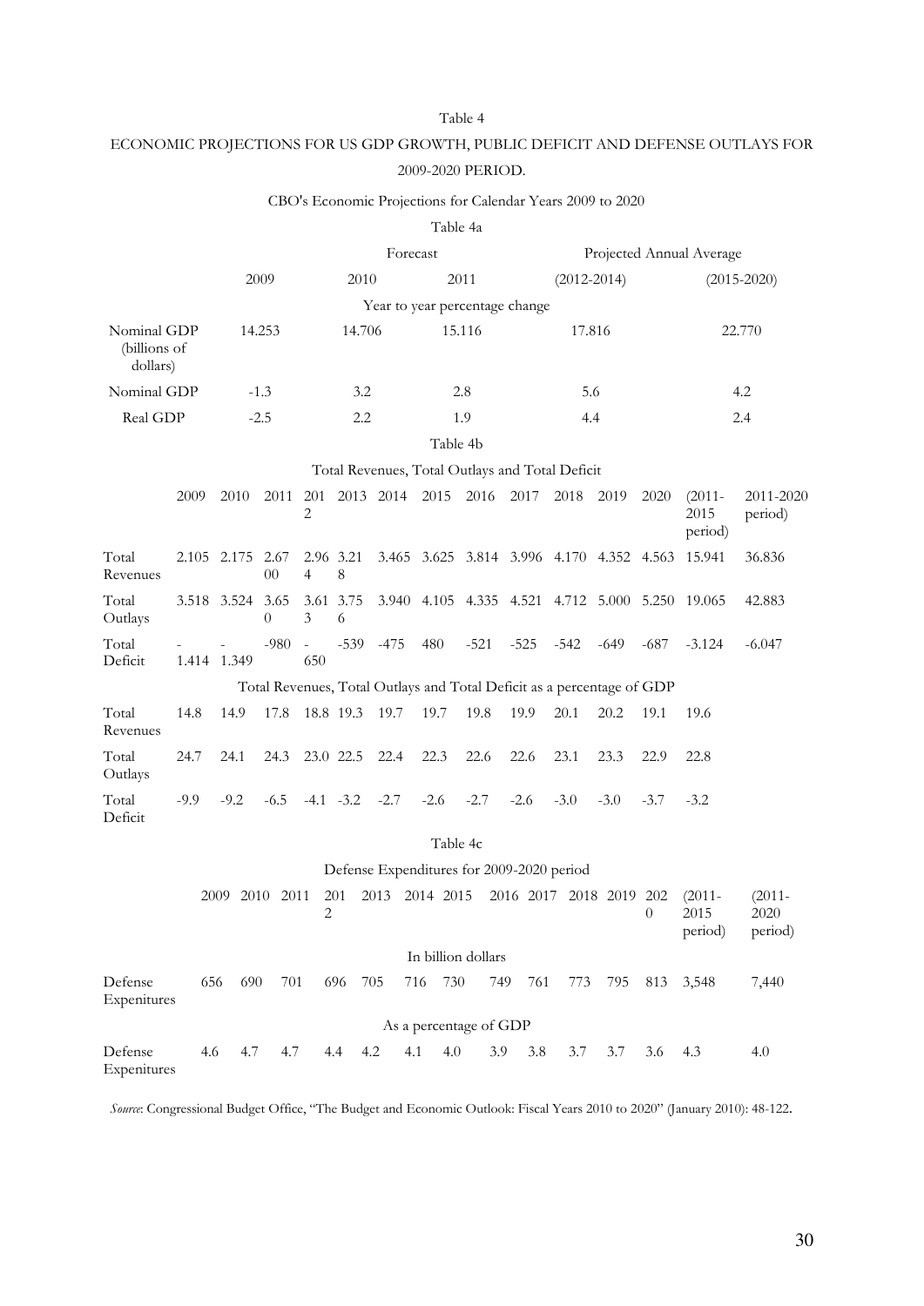Table 4

ECONOMIC PROJECTIONS FOR US GDP GROWTH, PUBLIC DEFICIT AND DEFENSE OUTLAYS FOR 2009-2020 PERIOD.

CBO's Economic Projections for Calendar Years 2009 to 2020

Table 4a

| | | Forecast | | Projected Annual Average | |
|---|---|---|---|---|---|
| | 2009 | 2010 | 2011 | (2012-2014) | (2015-2020) |
| | Year to year percentage change | | | | |
| Nominal GDP (billions of dollars) | 14.253 | 14.706 | 15.116 | 17.816 | 22.770 |
| Nominal GDP | -1.3 | 3.2 | 2.8 | 5.6 | 4.2 |
| Real GDP | -2.5 | 2.2 | 1.9 | 4.4 | 2.4 |

Table 4b

Total Revenues, Total Outlays and Total Deficit

| | 2009 | 2010 | 2011 | 2012 | 2013 | 2014 | 2015 | 2016 | 2017 | 2018 | 2019 | 2020 | (2011-2015 period) | 2011-2020 period) |
|---|---|---|---|---|---|---|---|---|---|---|---|---|---|---|
| Total Revenues | 2.105 | 2.175 | 2.6700 | 2.964 | 3.218 | 3.465 | 3.625 | 3.814 | 3.996 | 4.170 | 4.352 | 4.563 | 15.941 | 36.836 |
| Total Outlays | 3.518 | 3.524 | 3.650 | 3.613 | 3.756 | 3.940 | 4.105 | 4.335 | 4.521 | 4.712 | 5.000 | 5.250 | 19.065 | 42.883 |
| Total Deficit | -1.414 | -1.349 | -980 | -650 | -539 | -475 | 480 | -521 | -525 | -542 | -649 | -687 | -3.124 | -6.047 |
| | Total Revenues, Total Outlays and Total Deficit as a percentage of GDP | | | | | | | | | | | | | |
| Total Revenues | 14.8 | 14.9 | 17.8 | 18.8 | 19.3 | 19.7 | 19.7 | 19.8 | 19.9 | 20.1 | 20.2 | 19.1 | 19.6 | |
| Total Outlays | 24.7 | 24.1 | 24.3 | 23.0 | 22.5 | 22.4 | 22.3 | 22.6 | 22.6 | 23.1 | 23.3 | 22.9 | 22.8 | |
| Total Deficit | -9.9 | -9.2 | -6.5 | -4.1 | -3.2 | -2.7 | -2.6 | -2.7 | -2.6 | -3.0 | -3.0 | -3.7 | -3.2 | |

Table 4c

Defense Expenditures for 2009-2020 period

| | 2009 | 2010 | 2011 | 2012 | 2013 | 2014 | 2015 | 2016 | 2017 | 2018 | 2019 | 2020 | (2011-2015 period) | (2011-2020 period) |
|---|---|---|---|---|---|---|---|---|---|---|---|---|---|---|
| | In billion dollars | | | | | | | | | | | | | |
| Defense Expenitures | 656 | 690 | 701 | 696 | 705 | 716 | 730 | 749 | 761 | 773 | 795 | 813 | 3,548 | 7,440 |
| | As a percentage of GDP | | | | | | | | | | | | | |
| Defense Expenitures | 4.6 | 4.7 | 4.7 | 4.4 | 4.2 | 4.1 | 4.0 | 3.9 | 3.8 | 3.7 | 3.7 | 3.6 | 4.3 | 4.0 |

*Source*: Congressional Budget Office, "The Budget and Economic Outlook: Fiscal Years 2010 to 2020" (January 2010): 48-122.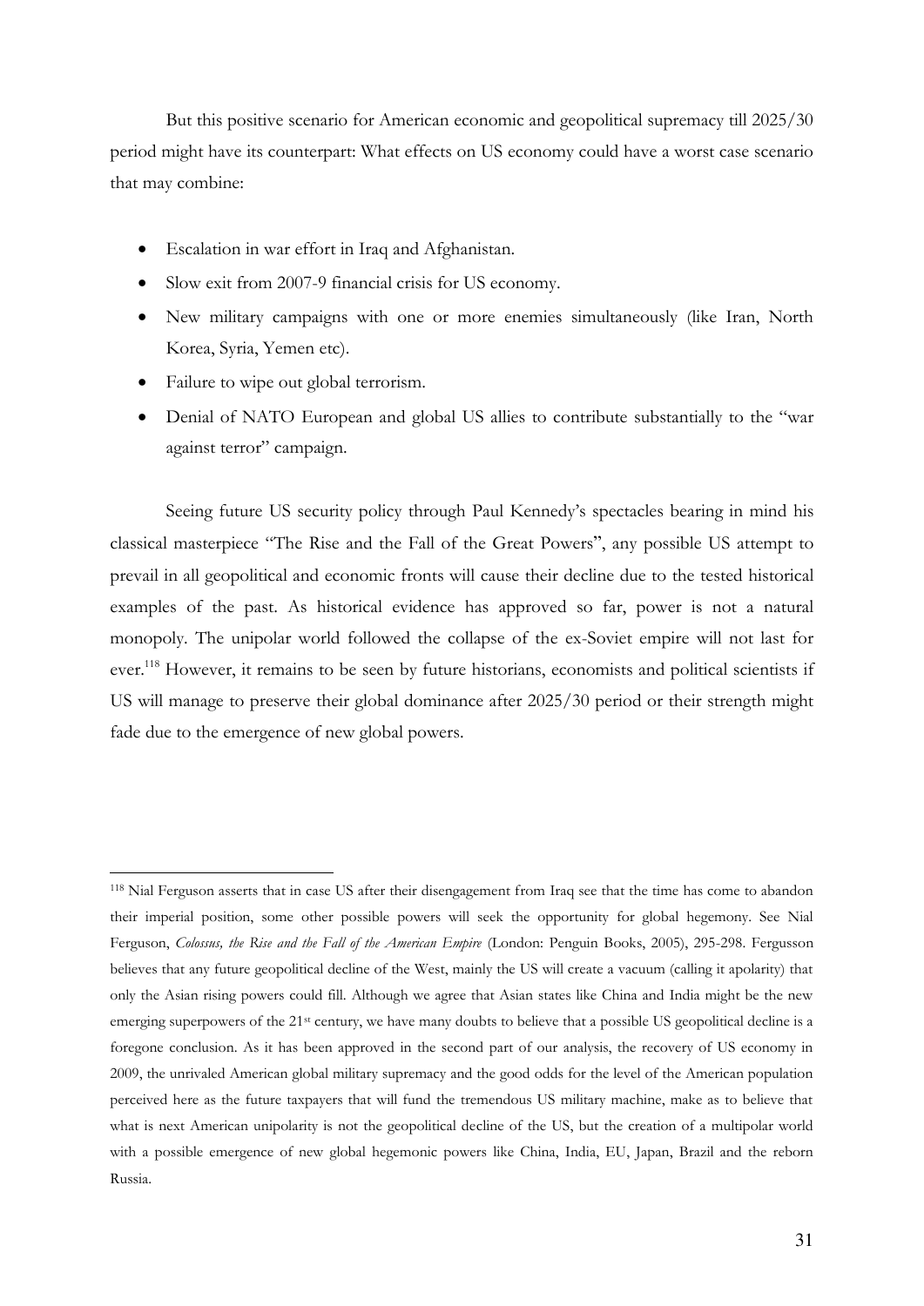But this positive scenario for American economic and geopolitical supremacy till 2025/30 period might have its counterpart: What effects on US economy could have a worst case scenario that may combine:

- Escalation in war effort in Iraq and Afghanistan.
- Slow exit from 2007-9 financial crisis for US economy.
- New military campaigns with one or more enemies simultaneously (like Iran, North Korea, Syria, Yemen etc).
- Failure to wipe out global terrorism.
- Denial of NATO European and global US allies to contribute substantially to the "war against terror" campaign.

Seeing future US security policy through Paul Kennedy's spectacles bearing in mind his classical masterpiece "The Rise and the Fall of the Great Powers", any possible US attempt to prevail in all geopolitical and economic fronts will cause their decline due to the tested historical examples of the past. As historical evidence has approved so far, power is not a natural monopoly. The unipolar world followed the collapse of the ex-Soviet empire will not last for ever.[118] However, it remains to be seen by future historians, economists and political scientists if US will manage to preserve their global dominance after 2025/30 period or their strength might fade due to the emergence of new global powers.

---

[118] Nial Ferguson asserts that in case US after their disengagement from Iraq see that the time has come to abandon their imperial position, some other possible powers will seek the opportunity for global hegemony. See Nial Ferguson, *Colossus, the Rise and the Fall of the American Empire* (London: Penguin Books, 2005), 295-298. Fergusson believes that any future geopolitical decline of the West, mainly the US will create a vacuum (calling it apolarity) that only the Asian rising powers could fill. Although we agree that Asian states like China and India might be the new emerging superpowers of the 21st century, we have many doubts to believe that a possible US geopolitical decline is a foregone conclusion. As it has been approved in the second part of our analysis, the recovery of US economy in 2009, the unrivaled American global military supremacy and the good odds for the level of the American population perceived here as the future taxpayers that will fund the tremendous US military machine, make as to believe that what is next American unipolarity is not the geopolitical decline of the US, but the creation of a multipolar world with a possible emergence of new global hegemonic powers like China, India, EU, Japan, Brazil and the reborn Russia.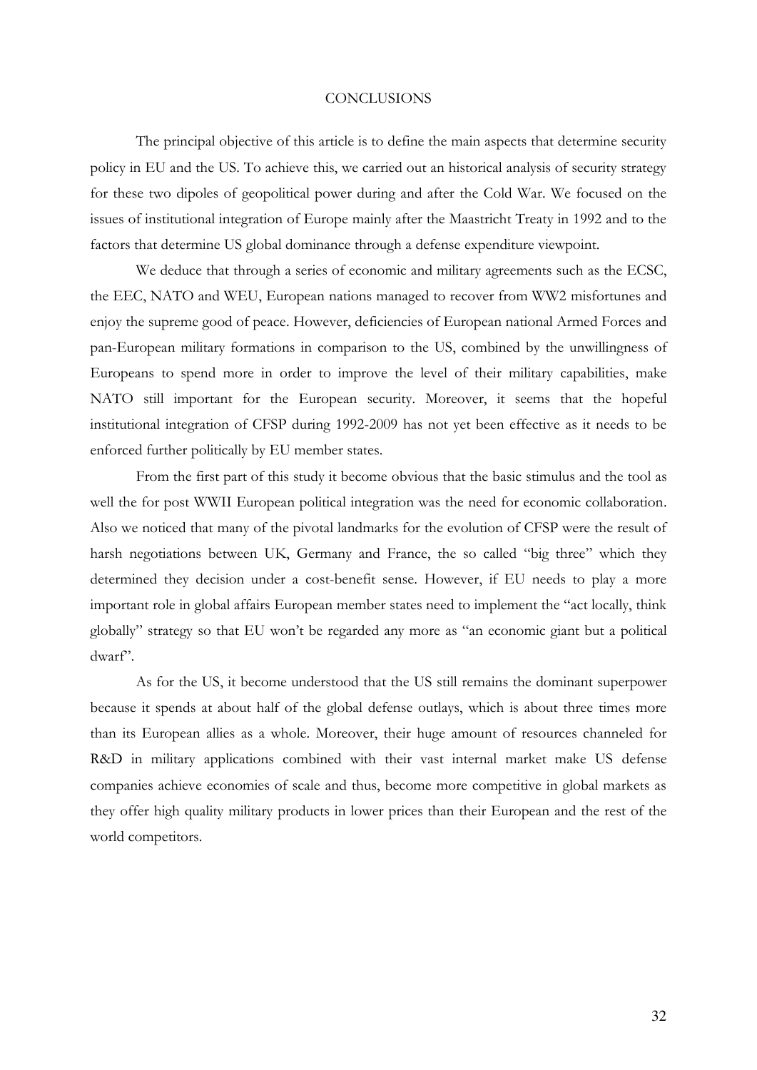# CONCLUSIONS

The principal objective of this article is to define the main aspects that determine security policy in EU and the US. To achieve this, we carried out an historical analysis of security strategy for these two dipoles of geopolitical power during and after the Cold War. We focused on the issues of institutional integration of Europe mainly after the Maastricht Treaty in 1992 and to the factors that determine US global dominance through a defense expenditure viewpoint.

We deduce that through a series of economic and military agreements such as the ECSC, the EEC, NATO and WEU, European nations managed to recover from WW2 misfortunes and enjoy the supreme good of peace. However, deficiencies of European national Armed Forces and pan-European military formations in comparison to the US, combined by the unwillingness of Europeans to spend more in order to improve the level of their military capabilities, make NATO still important for the European security. Moreover, it seems that the hopeful institutional integration of CFSP during 1992-2009 has not yet been effective as it needs to be enforced further politically by EU member states.

From the first part of this study it become obvious that the basic stimulus and the tool as well the for post WWII European political integration was the need for economic collaboration. Also we noticed that many of the pivotal landmarks for the evolution of CFSP were the result of harsh negotiations between UK, Germany and France, the so called "big three" which they determined they decision under a cost-benefit sense. However, if EU needs to play a more important role in global affairs European member states need to implement the "act locally, think globally" strategy so that EU won't be regarded any more as "an economic giant but a political dwarf".

As for the US, it become understood that the US still remains the dominant superpower because it spends at about half of the global defense outlays, which is about three times more than its European allies as a whole. Moreover, their huge amount of resources channeled for R&D in military applications combined with their vast internal market make US defense companies achieve economies of scale and thus, become more competitive in global markets as they offer high quality military products in lower prices than their European and the rest of the world competitors.